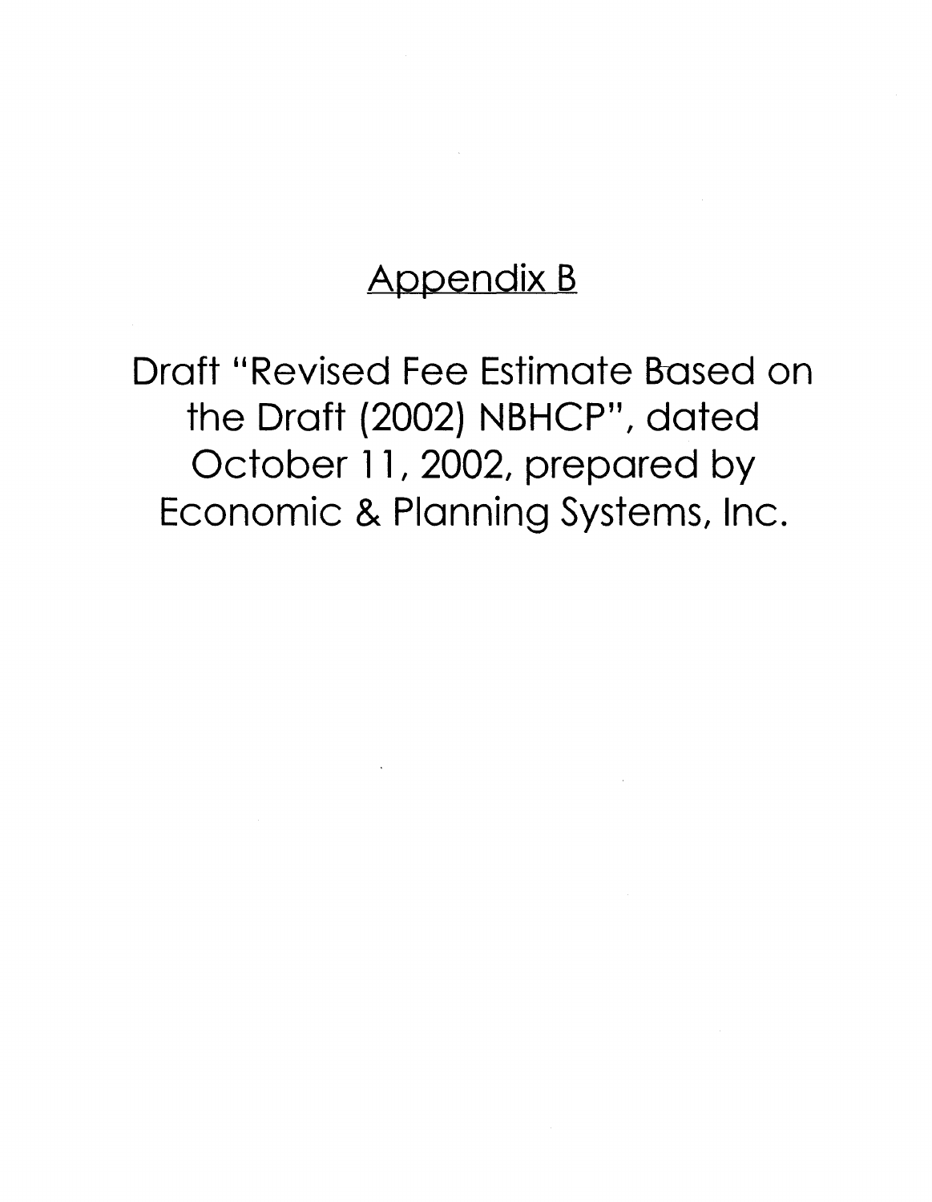# Appendix B

## Draft "Revised Fee Estimate Based on the Draft (2002) NBHCP", dated October 11, 2002, prepared by Economic & Planning Systems, Inc.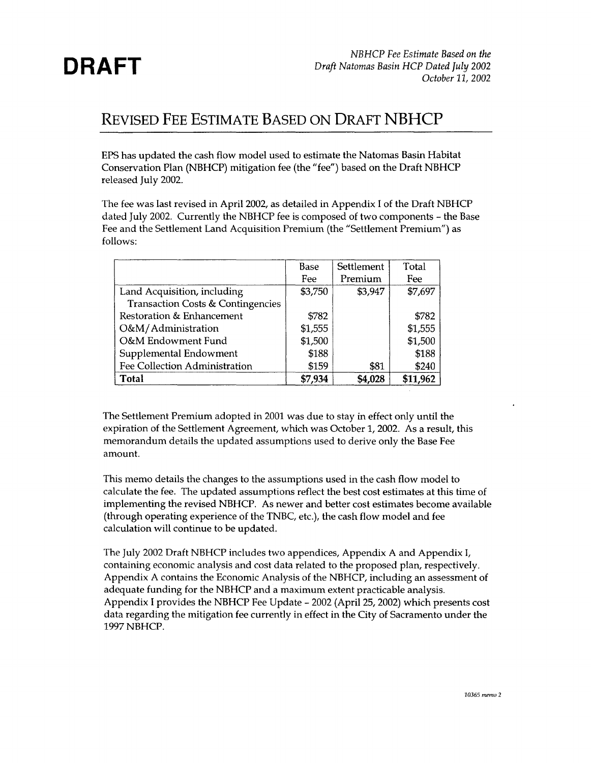# DRAFT

## REVISED FEE ESTIMATE BASED ON DRAFT NBHCP

EPS has updated the cash flow model used to estimate the Natomas Basin Habitat Conservation Plan (NBHCP) mitigation fee (the "fee") based on the Draft NBHCP released July 2002.

The fee was last revised in April 2002, as detailed in Appendix I of the Draft NBHCP dated July 2002. Currently the NBHCP fee is composed of two components - the Base Fee and the Settlement Land Acquisition Premium (the "Settlement Premium") as follows:

| | Base Fee | Settlement Premium | Total Fee |
|---|---|---|---|
| Land Acquisition, including Transaction Costs & Contingencies | $3,750 | $3,947 | $7,697 |
| Restoration & Enhancement | $782 | | $782 |
| O&M/Administration | $1,555 | | $1,555 |
| O&M Endowment Fund | $1,500 | | $1,500 |
| Supplemental Endowment | $188 | | $188 |
| Fee Collection Administration | $159 | $81 | $240 |
| **Total** | **$7,934** | **$4,028** | **$11,962** |

The Settlement Premium adopted in 2001 was due to stay in effect only until the expiration of the Settlement Agreement, which was October 1, 2002. As a result, this memorandum details the updated assumptions used to derive only the Base Fee amount.

This memo details the changes to the assumptions used in the cash flow model to calculate the fee. The updated assumptions reflect the best cost estimates at this time of implementing the revised NBHCP. As newer and better cost estimates become available (through operating experience of the TNBC, etc.), the cash flow model and fee calculation will continue to be updated.

The July 2002 Draft NBHCP includes two appendices, Appendix A and Appendix I, containing economic analysis and cost data related to the proposed plan, respectively. Appendix A contains the Economic Analysis of the NBHCP, including an assessment of adequate funding for the NBHCP and a maximum extent practicable analysis. Appendix I provides the NBHCP Fee Update - 2002 (April 25, 2002) which presents cost data regarding the mitigation fee currently in effect in the City of Sacramento under the 1997 NBHCP.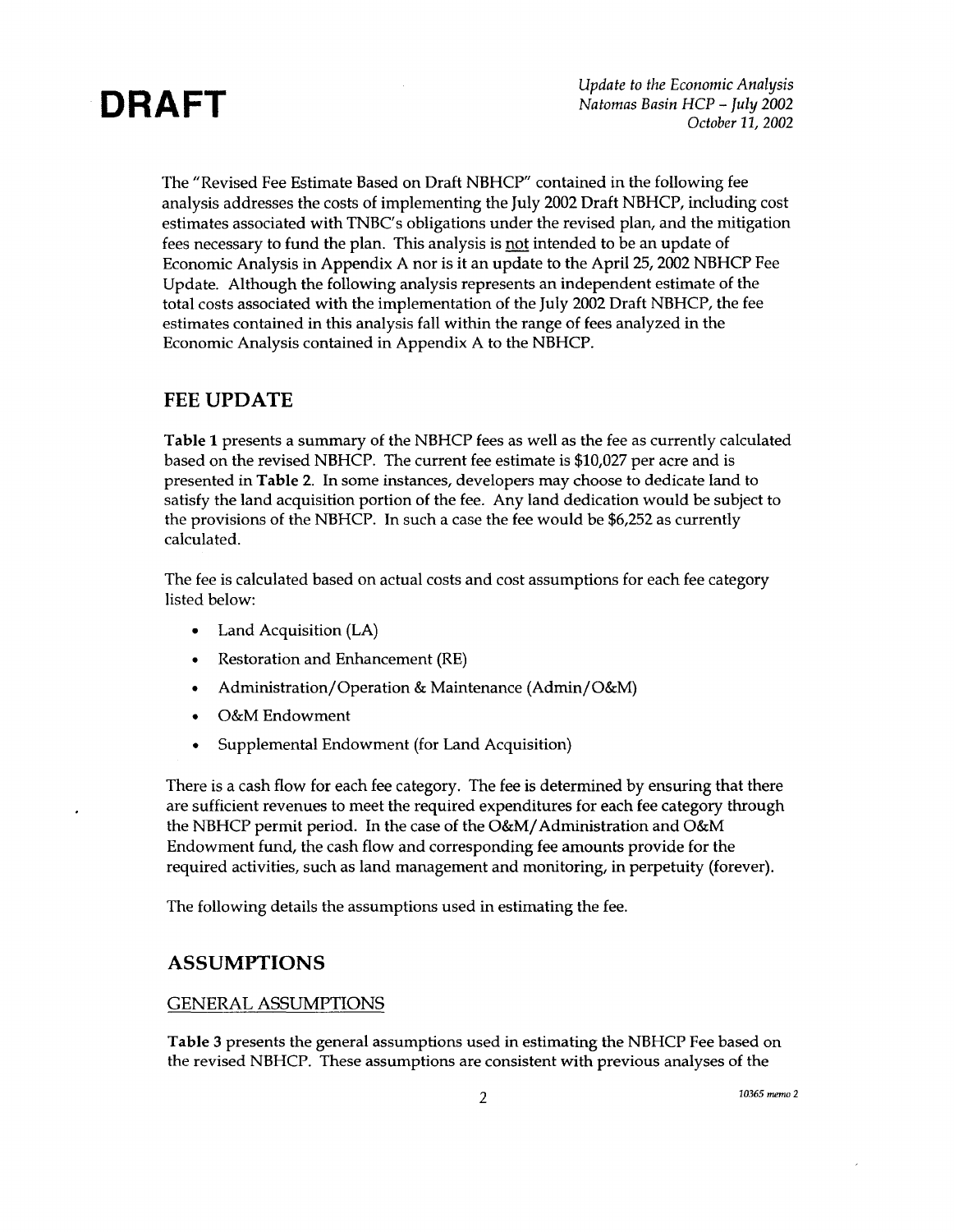The "Revised Fee Estimate Based on Draft NBHCP" contained in the following fee analysis addresses the costs of implementing the July 2002 Draft NBHCP, including cost estimates associated with TNBC's obligations under the revised plan, and the mitigation fees necessary to fund the plan. This analysis is not intended to be an update of Economic Analysis in Appendix A nor is it an update to the April 25, 2002 NBHCP Fee Update. Although the following analysis represents an independent estimate of the total costs associated with the implementation of the July 2002 Draft NBHCP, the fee estimates contained in this analysis fall within the range of fees analyzed in the Economic Analysis contained in Appendix A to the NBHCP.

## FEE UPDATE

**Table 1** presents a summary of the NBHCP fees as well as the fee as currently calculated based on the revised NBHCP. The current fee estimate is $10,027 per acre and is presented in **Table 2**. In some instances, developers may choose to dedicate land to satisfy the land acquisition portion of the fee. Any land dedication would be subject to the provisions of the NBHCP. In such a case the fee would be $6,252 as currently calculated.

The fee is calculated based on actual costs and cost assumptions for each fee category listed below:

- Land Acquisition (LA)
- Restoration and Enhancement (RE)
- Administration/Operation & Maintenance (Admin/O&M)
- O&M Endowment
- Supplemental Endowment (for Land Acquisition)

There is a cash flow for each fee category. The fee is determined by ensuring that there are sufficient revenues to meet the required expenditures for each fee category through the NBHCP permit period. In the case of the O&M/Administration and O&M Endowment fund, the cash flow and corresponding fee amounts provide for the required activities, such as land management and monitoring, in perpetuity (forever).

The following details the assumptions used in estimating the fee.

## ASSUMPTIONS

### GENERAL ASSUMPTIONS

**Table 3** presents the general assumptions used in estimating the NBHCP Fee based on the revised NBHCP. These assumptions are consistent with previous analyses of the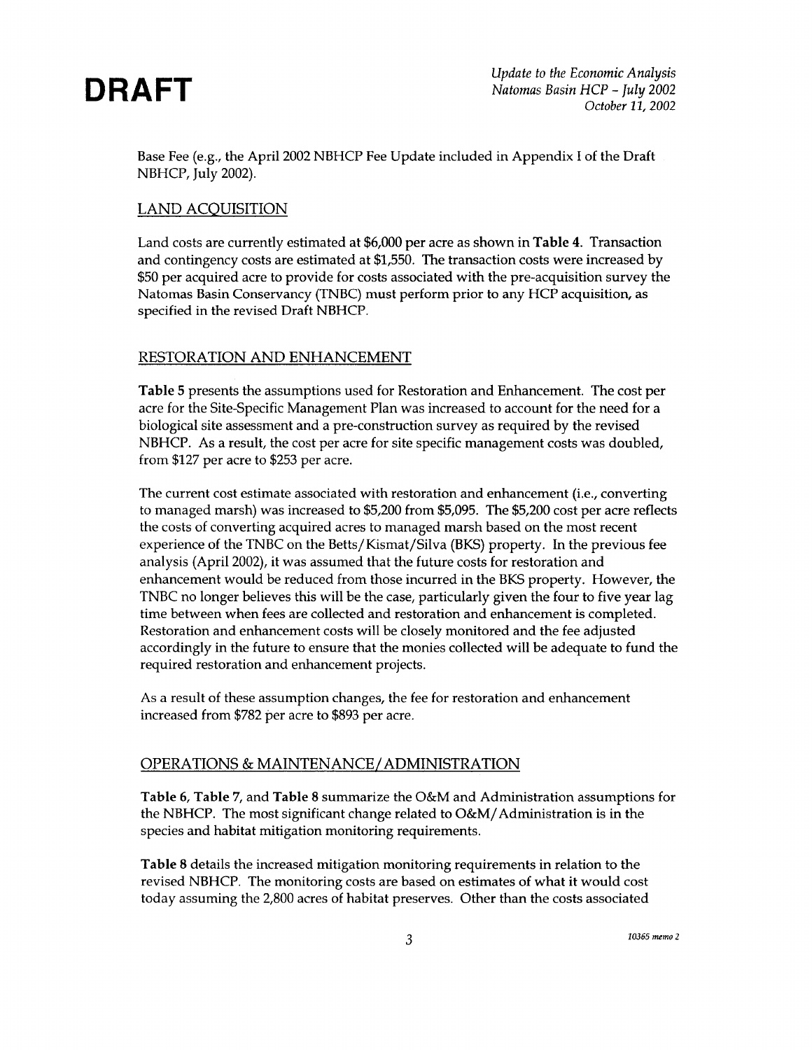Base Fee (e.g., the April 2002 NBHCP Fee Update included in Appendix I of the Draft NBHCP, July 2002).

## LAND ACQUISITION

Land costs are currently estimated at $6,000 per acre as shown in **Table 4**. Transaction and contingency costs are estimated at $1,550. The transaction costs were increased by $50 per acquired acre to provide for costs associated with the pre-acquisition survey the Natomas Basin Conservancy (TNBC) must perform prior to any HCP acquisition, as specified in the revised Draft NBHCP.

## RESTORATION AND ENHANCEMENT

**Table 5** presents the assumptions used for Restoration and Enhancement. The cost per acre for the Site-Specific Management Plan was increased to account for the need for a biological site assessment and a pre-construction survey as required by the revised NBHCP. As a result, the cost per acre for site specific management costs was doubled, from $127 per acre to $253 per acre.

The current cost estimate associated with restoration and enhancement (i.e., converting to managed marsh) was increased to $5,200 from $5,095. The $5,200 cost per acre reflects the costs of converting acquired acres to managed marsh based on the most recent experience of the TNBC on the Betts/Kismat/Silva (BKS) property. In the previous fee analysis (April 2002), it was assumed that the future costs for restoration and enhancement would be reduced from those incurred in the BKS property. However, the TNBC no longer believes this will be the case, particularly given the four to five year lag time between when fees are collected and restoration and enhancement is completed. Restoration and enhancement costs will be closely monitored and the fee adjusted accordingly in the future to ensure that the monies collected will be adequate to fund the required restoration and enhancement projects.

As a result of these assumption changes, the fee for restoration and enhancement increased from $782 per acre to $893 per acre.

## OPERATIONS & MAINTENANCE/ADMINISTRATION

**Table 6**, **Table 7**, and **Table 8** summarize the O&M and Administration assumptions for the NBHCP. The most significant change related to O&M/Administration is in the species and habitat mitigation monitoring requirements.

**Table 8** details the increased mitigation monitoring requirements in relation to the revised NBHCP. The monitoring costs are based on estimates of what it would cost today assuming the 2,800 acres of habitat preserves. Other than the costs associated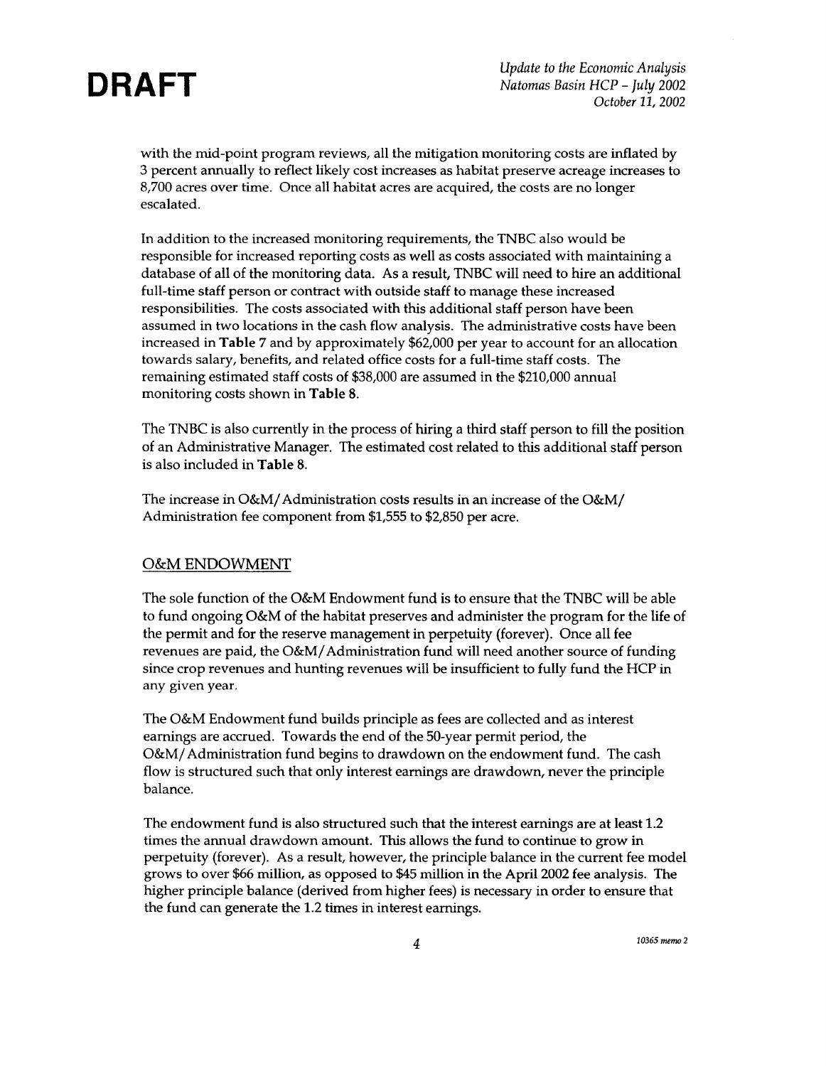with the mid-point program reviews, all the mitigation monitoring costs are inflated by 3 percent annually to reflect likely cost increases as habitat preserve acreage increases to 8,700 acres over time. Once all habitat acres are acquired, the costs are no longer escalated.

In addition to the increased monitoring requirements, the TNBC also would be responsible for increased reporting costs as well as costs associated with maintaining a database of all of the monitoring data. As a result, TNBC will need to hire an additional full-time staff person or contract with outside staff to manage these increased responsibilities. The costs associated with this additional staff person have been assumed in two locations in the cash flow analysis. The administrative costs have been increased in **Table 7** and by approximately $62,000 per year to account for an allocation towards salary, benefits, and related office costs for a full-time staff costs. The remaining estimated staff costs of $38,000 are assumed in the $210,000 annual monitoring costs shown in **Table 8.**

The TNBC is also currently in the process of hiring a third staff person to fill the position of an Administrative Manager. The estimated cost related to this additional staff person is also included in **Table 8.**

The increase in O&M/Administration costs results in an increase of the O&M/Administration fee component from $1,555 to $2,850 per acre.

## O&M ENDOWMENT

The sole function of the O&M Endowment fund is to ensure that the TNBC will be able to fund ongoing O&M of the habitat preserves and administer the program for the life of the permit and for the reserve management in perpetuity (forever). Once all fee revenues are paid, the O&M/Administration fund will need another source of funding since crop revenues and hunting revenues will be insufficient to fully fund the HCP in any given year.

The O&M Endowment fund builds principle as fees are collected and as interest earnings are accrued. Towards the end of the 50-year permit period, the O&M/Administration fund begins to drawdown on the endowment fund. The cash flow is structured such that only interest earnings are drawdown, never the principle balance.

The endowment fund is also structured such that the interest earnings are at least 1.2 times the annual drawdown amount. This allows the fund to continue to grow in perpetuity (forever). As a result, however, the principle balance in the current fee model grows to over $66 million, as opposed to $45 million in the April 2002 fee analysis. The higher principle balance (derived from higher fees) is necessary in order to ensure that the fund can generate the 1.2 times in interest earnings.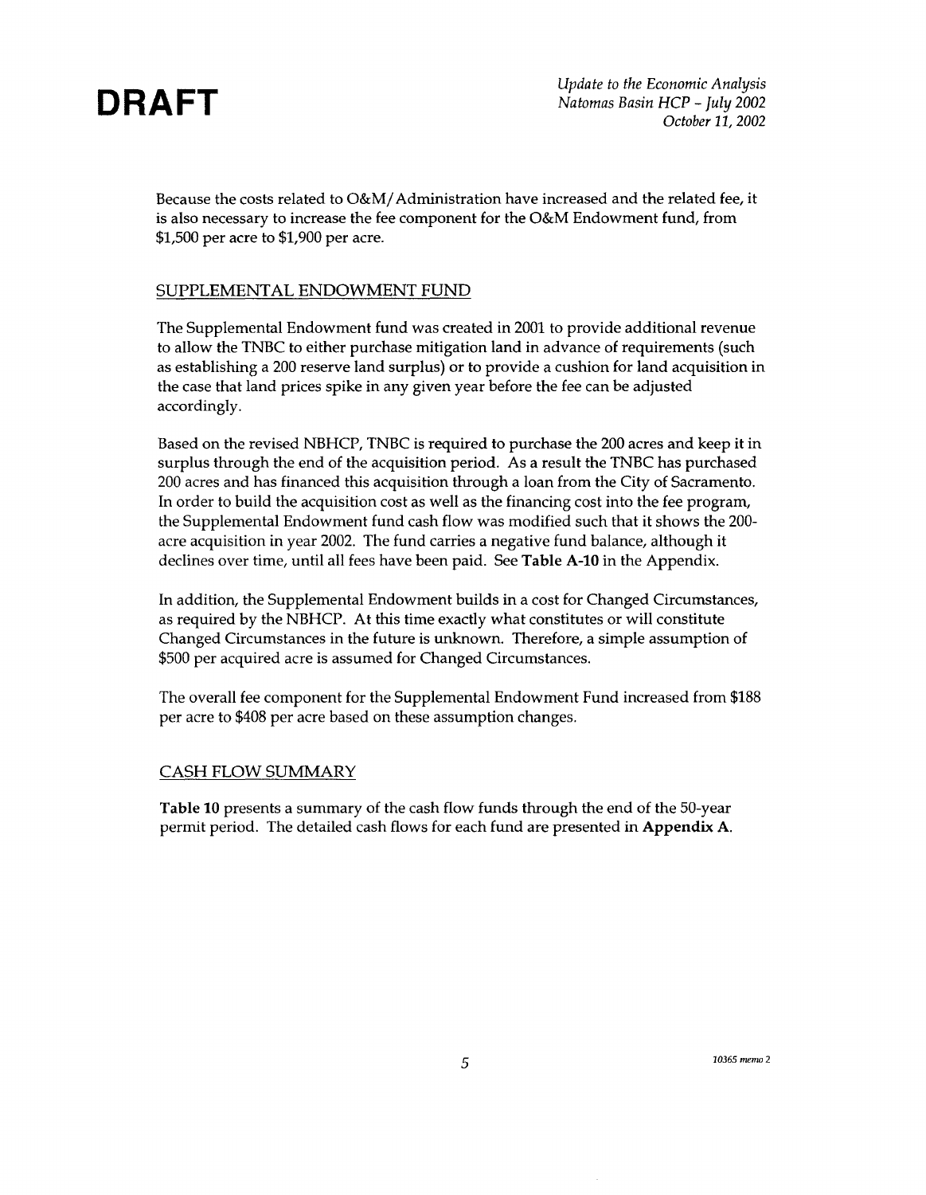Because the costs related to O&M/Administration have increased and the related fee, it is also necessary to increase the fee component for the O&M Endowment fund, from $1,500 per acre to $1,900 per acre.

## SUPPLEMENTAL ENDOWMENT FUND

The Supplemental Endowment fund was created in 2001 to provide additional revenue to allow the TNBC to either purchase mitigation land in advance of requirements (such as establishing a 200 reserve land surplus) or to provide a cushion for land acquisition in the case that land prices spike in any given year before the fee can be adjusted accordingly.

Based on the revised NBHCP, TNBC is required to purchase the 200 acres and keep it in surplus through the end of the acquisition period. As a result the TNBC has purchased 200 acres and has financed this acquisition through a loan from the City of Sacramento. In order to build the acquisition cost as well as the financing cost into the fee program, the Supplemental Endowment fund cash flow was modified such that it shows the 200-acre acquisition in year 2002. The fund carries a negative fund balance, although it declines over time, until all fees have been paid. See **Table A-10** in the Appendix.

In addition, the Supplemental Endowment builds in a cost for Changed Circumstances, as required by the NBHCP. At this time exactly what constitutes or will constitute Changed Circumstances in the future is unknown. Therefore, a simple assumption of $500 per acquired acre is assumed for Changed Circumstances.

The overall fee component for the Supplemental Endowment Fund increased from $188 per acre to $408 per acre based on these assumption changes.

## CASH FLOW SUMMARY

**Table 10** presents a summary of the cash flow funds through the end of the 50-year permit period. The detailed cash flows for each fund are presented in **Appendix A**.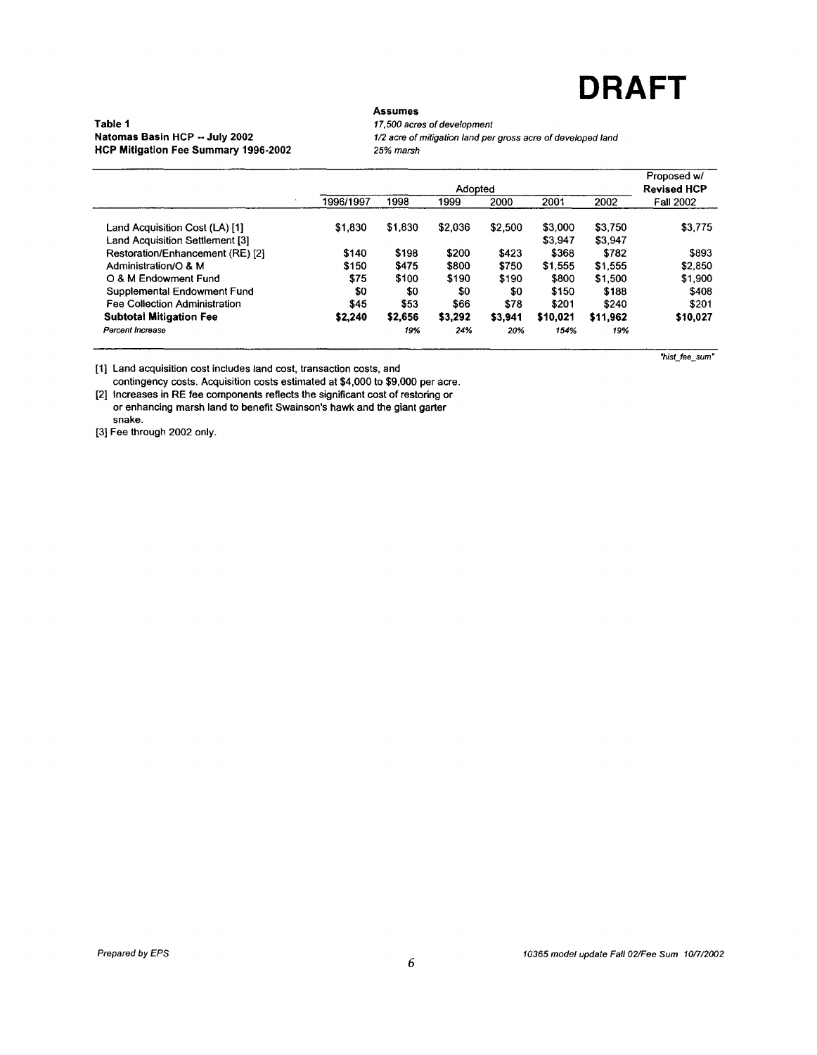# DRAFT

**Table 1**
**Natomas Basin HCP -- July 2002**
**HCP Mitigation Fee Summary 1996-2002**

**Assumes**
*17,500 acres of development*
*1/2 acre of mitigation land per gross acre of developed land*
*25% marsh*

| | Adopted | | | | | | Proposed w/ **Revised HCP** |
|---|---|---|---|---|---|---|---|
| | 1996/1997 | 1998 | 1999 | 2000 | 2001 | 2002 | Fall 2002 |
| Land Acquisition Cost (LA) [1] | $1,830 | $1,830 | $2,036 | $2,500 | $3,000 | $3,750 | $3,775 |
| Land Acquisition Settlement [3] | | | | | $3,947 | $3,947 | |
| Restoration/Enhancement (RE) [2] | $140 | $198 | $200 | $423 | $368 | $782 | $893 |
| Administration/O & M | $150 | $475 | $800 | $750 | $1,555 | $1,555 | $2,850 |
| O & M Endowment Fund | $75 | $100 | $190 | $190 | $800 | $1,500 | $1,900 |
| Supplemental Endowment Fund | $0 | $0 | $0 | $0 | $150 | $188 | $408 |
| Fee Collection Administration | $45 | $53 | $66 | $78 | $201 | $240 | $201 |
| **Subtotal Mitigation Fee** | **$2,240** | **$2,656** | **$3,292** | **$3,941** | **$10,021** | **$11,962** | **$10,027** |
| *Percent Increase* | | *19%* | *24%* | *20%* | *154%* | *19%* | |

*"hist_fee_sum"*

[1] Land acquisition cost includes land cost, transaction costs, and contingency costs. Acquisition costs estimated at $4,000 to $9,000 per acre.

[2] Increases in RE fee components reflects the significant cost of restoring or or enhancing marsh land to benefit Swainson's hawk and the giant garter snake.

[3] Fee through 2002 only.

*Prepared by EPS*

*10365 model update Fall 02/Fee Sum 10/7/2002*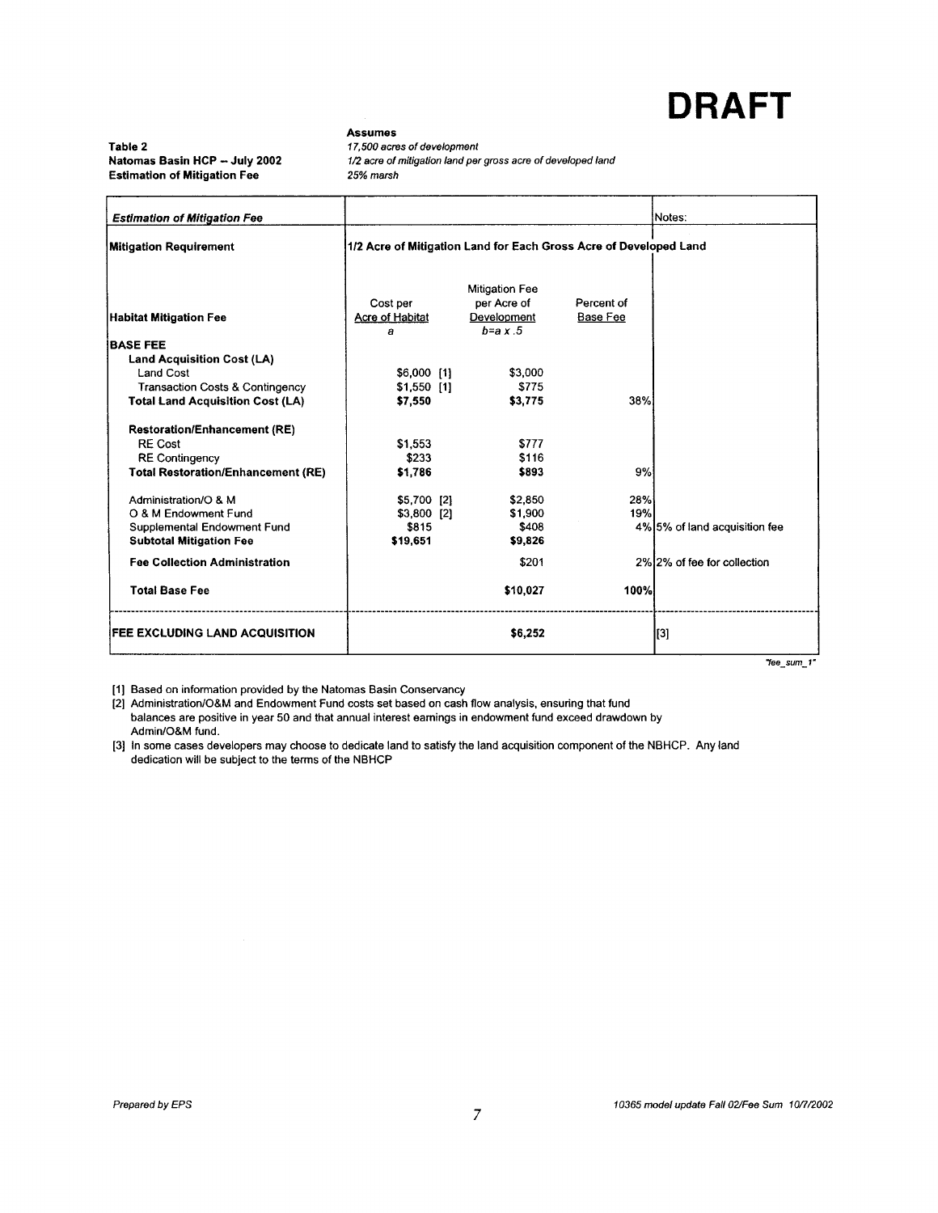# DRAFT

**Table 2**
**Natomas Basin HCP -- July 2002**
**Estimation of Mitigation Fee**

**Assumes**
*17,500 acres of development*
*1/2 acre of mitigation land per gross acre of developed land*
*25% marsh*

| *Estimation of Mitigation Fee* | | | | Notes: |
|---|---|---|---|---|
| **Mitigation Requirement** | **1/2 Acre of Mitigation Land for Each Gross Acre of Developed Land** | | | |
| **Habitat Mitigation Fee** | Cost per Acre of Habitat *a* | Mitigation Fee per Acre of Development *b=a x .5* | Percent of Base Fee | |
| **BASE FEE** | | | | |
| **Land Acquisition Cost (LA)** | | | | |
| Land Cost | $6,000 [1] | $3,000 | | |
| Transaction Costs & Contingency | $1,550 [1] | $775 | | |
| **Total Land Acquisition Cost (LA)** | **$7,550** | **$3,775** | 38% | |
| **Restoration/Enhancement (RE)** | | | | |
| RE Cost | $1,553 | $777 | | |
| RE Contingency | $233 | $116 | | |
| **Total Restoration/Enhancement (RE)** | **$1,786** | **$893** | 9% | |
| Administration/O & M | $5,700 [2] | $2,850 | 28% | |
| O & M Endowment Fund | $3,800 [2] | $1,900 | 19% | |
| Supplemental Endowment Fund | $815 | $408 | 4% | 5% of land acquisition fee |
| **Subtotal Mitigation Fee** | **$19,651** | **$9,826** | | |
| **Fee Collection Administration** | | $201 | 2% | 2% of fee for collection |
| **Total Base Fee** | | **$10,027** | **100%** | |
| **FEE EXCLUDING LAND ACQUISITION** | | **$6,252** | | [3] |

*"fee_sum_1"*

[1] Based on information provided by the Natomas Basin Conservancy

[2] Administration/O&M and Endowment Fund costs set based on cash flow analysis, ensuring that fund balances are positive in year 50 and that annual interest earnings in endowment fund exceed drawdown by Admin/O&M fund.

[3] In some cases developers may choose to dedicate land to satisfy the land acquisition component of the NBHCP. Any land dedication will be subject to the terms of the NBHCP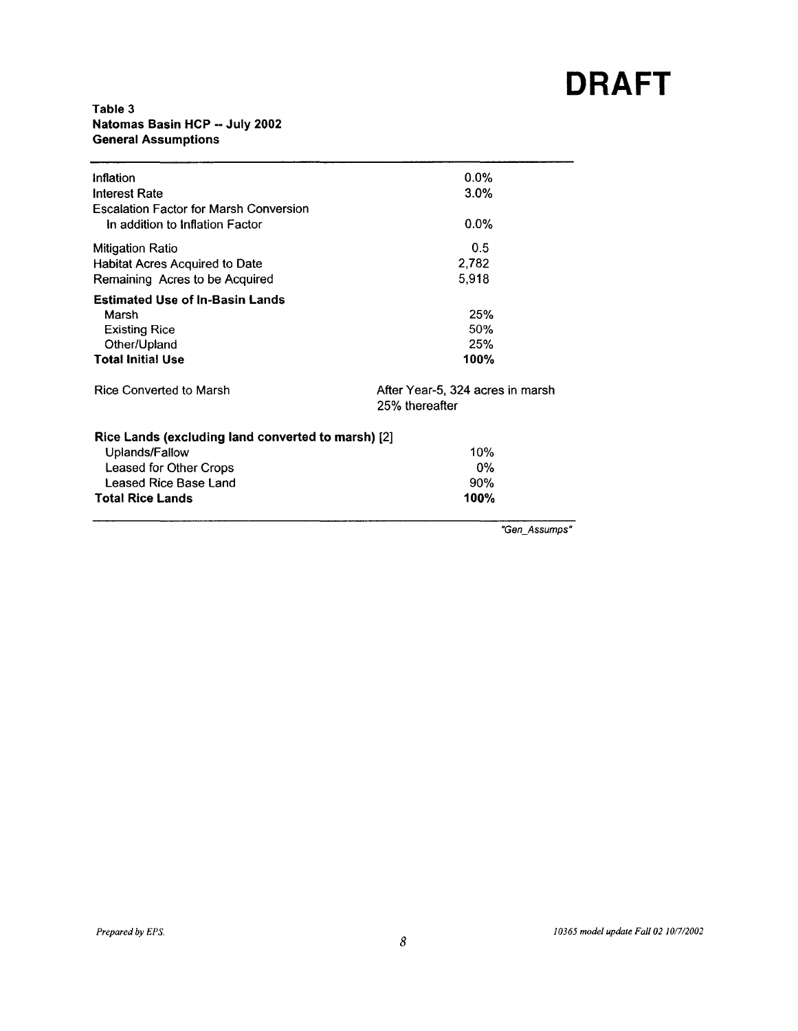# DRAFT

**Table 3**
**Natomas Basin HCP -- July 2002**
**General Assumptions**

| | |
|---|---|
| Inflation | 0.0% |
| Interest Rate | 3.0% |
| Escalation Factor for Marsh Conversion | |
| In addition to Inflation Factor | 0.0% |
| Mitigation Ratio | 0.5 |
| Habitat Acres Acquired to Date | 2,782 |
| Remaining Acres to be Acquired | 5,918 |
| **Estimated Use of In-Basin Lands** | |
| Marsh | 25% |
| Existing Rice | 50% |
| Other/Upland | 25% |
| **Total Initial Use** | **100%** |
| Rice Converted to Marsh | After Year-5, 324 acres in marsh 25% thereafter |
| **Rice Lands (excluding land converted to marsh)** [2] | |
| Uplands/Fallow | 10% |
| Leased for Other Crops | 0% |
| Leased Rice Base Land | 90% |
| **Total Rice Lands** | **100%** |

*"Gen_Assumps"*

*Prepared by EPS.*

*10365 model update Fall 02 10/7/2002*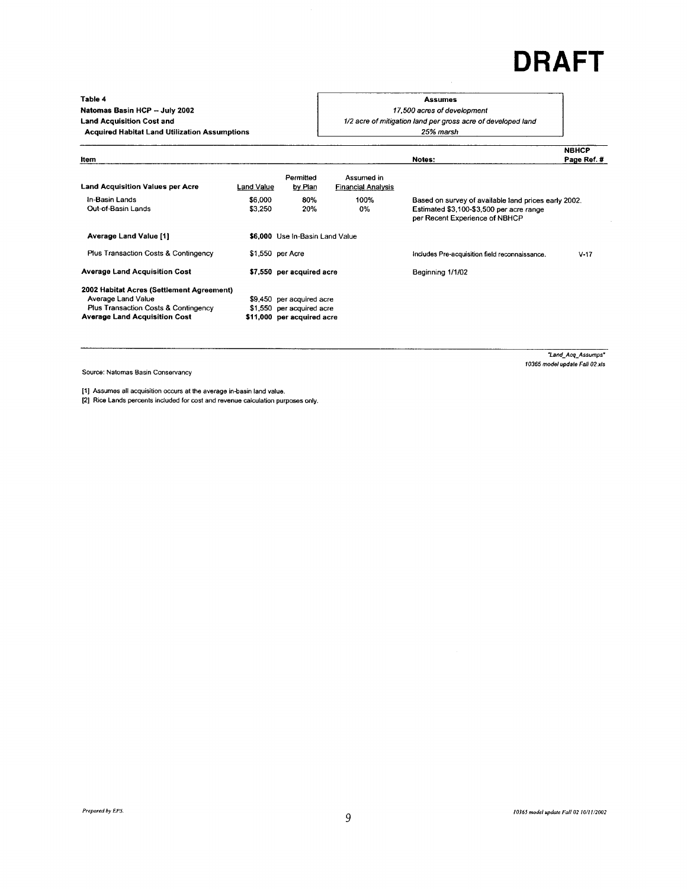# DRAFT

**Table 4**
**Natomas Basin HCP -- July 2002**
**Land Acquisition Cost and**
**Acquired Habitat Land Utilization Assumptions**

| **Assumes** |
|---|
| *17,500 acres of development* |
| *1/2 acre of mitigation land per gross acre of developed land* |
| *25% marsh* |

| Item | | | | Notes: | NBHCP Page Ref. # |
|---|---|---|---|---|---|
| **Land Acquisition Values per Acre** | Land Value | Permitted by Plan | Assumed in Financial Analysis | | |
| In-Basin Lands | $6,000 | 80% | 100% | Based on survey of available land prices early 2002. | |
| Out-of-Basin Lands | $3,250 | 20% | 0% | Estimated $3,100-$3,500 per acre range per Recent Experience of NBHCP | |
| **Average Land Value [1]** | **$6,000** | Use In-Basin Land Value | | | |
| Plus Transaction Costs & Contingency | $1,550 | per Acre | | Includes Pre-acquisition field reconnaissance. | V-17 |
| **Average Land Acquisition Cost** | **$7,550** | **per acquired acre** | | Beginning 1/1/02 | |
| **2002 Habitat Acres (Settlement Agreement)** | | | | | |
| Average Land Value | $9,450 | per acquired acre | | | |
| Plus Transaction Costs & Contingency | $1,550 | per acquired acre | | | |
| **Average Land Acquisition Cost** | **$11,000** | **per acquired acre** | | | |

Source: Natomas Basin Conservancy

*"Land_Acq_Assumps"*
*10365 model update Fall 02.xls*

[1] Assumes all acquisition occurs at the average in-basin land value.
[2] Rice Lands percents included for cost and revenue calculation purposes only.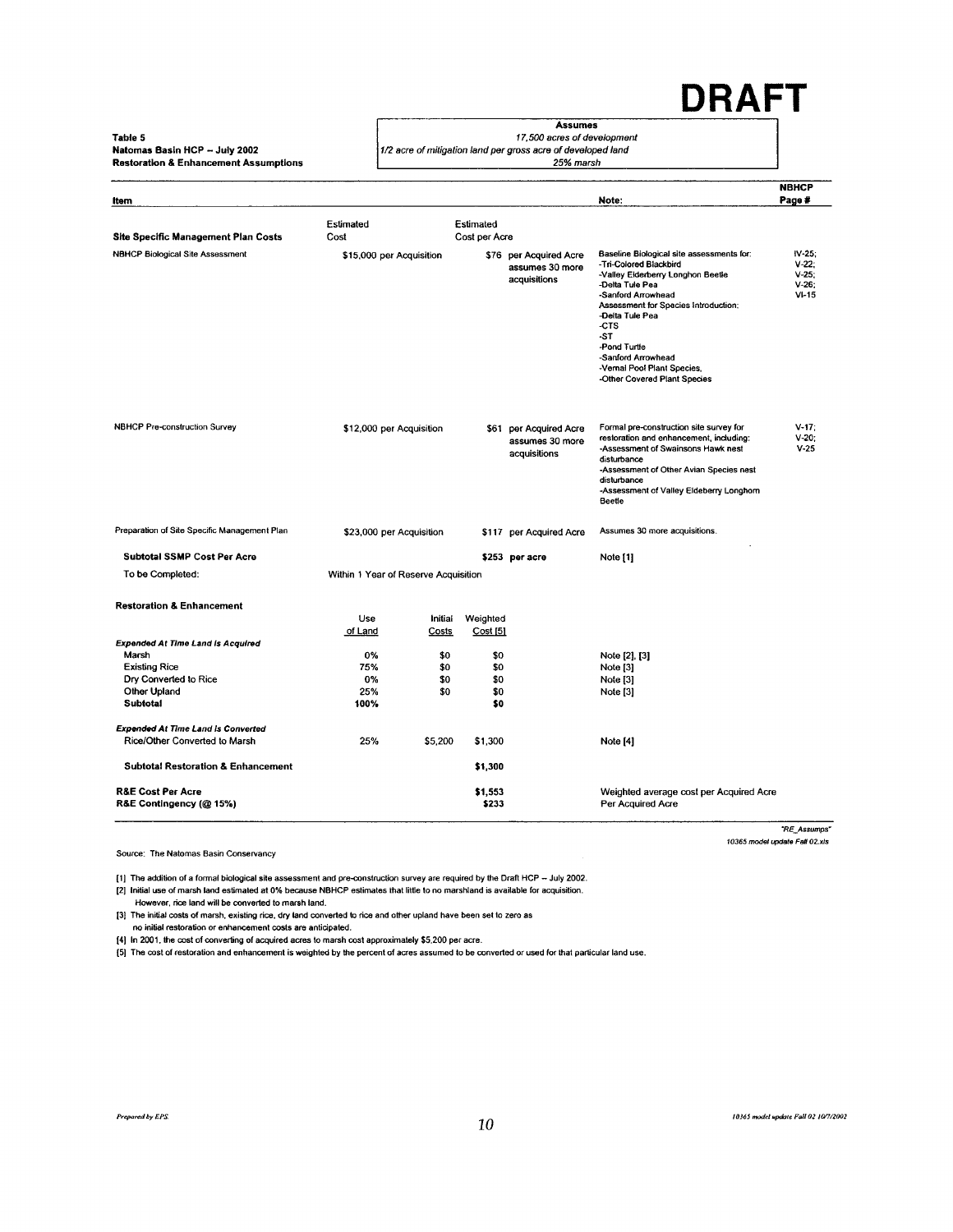# DRAFT

**Table 5**
**Natomas Basin HCP – July 2002**
**Restoration & Enhancement Assumptions**

**Assumes**
*17,500 acres of development*
*1/2 acre of mitigation land per gross acre of developed land*
*25% marsh*

| Item | | | | | Note: | NBHCP Page # |
|---|---|---|---|---|---|---|
| **Site Specific Management Plan Costs** | Estimated Cost | | Estimated Cost per Acre | | | |
| NBHCP Biological Site Assessment | $15,000 per Acquisition | | $76 | per Acquired Acre assumes 30 more acquisitions | Baseline Biological site assessments for: -Tri-Colored Blackbird -Valley Elderberry Longhon Beetle -Delta Tule Pea -Sanford Arrowhead Assessment for Species Introduction: -Delta Tule Pea -CTS -ST -Pond Turtle -Sanford Arrowhead -Vernal Pool Plant Species, -Other Covered Plant Species | IV-25; V-22; V-25; V-26; VI-15 |
| NBHCP Pre-construction Survey | $12,000 per Acquisition | | $61 | per Acquired Acre assumes 30 more acquisitions | Formal pre-construction site survey for restoration and enhancement, including: -Assessment of Swainsons Hawk nest disturbance -Assessment of Other Avian Species nest disturbance -Assessment of Valley Eldeberry Longhorn Beetle | V-17; V-20; V-25 |
| Preparation of Site Specific Management Plan | $23,000 per Acquisition | | $117 | per Acquired Acre | Assumes 30 more acquisitions. | |
| **Subtotal SSMP Cost Per Acre** | | | **$253** | **per acre** | Note [1] | |
| To be Completed: | Within 1 Year of Reserve Acquisition | | | | | |
| **Restoration & Enhancement** | | | | | | |
| | Use of Land | Initial Costs | Weighted Cost [5] | | | |
| ***Expended At Time Land Is Acquired*** | | | | | | |
| Marsh | 0% | $0 | $0 | | Note [2], [3] | |
| Existing Rice | 75% | $0 | $0 | | Note [3] | |
| Dry Converted to Rice | 0% | $0 | $0 | | Note [3] | |
| Other Upland | 25% | $0 | $0 | | Note [3] | |
| **Subtotal** | **100%** | | **$0** | | | |
| ***Expended At Time Land Is Converted*** | | | | | | |
| Rice/Other Converted to Marsh | 25% | $5,200 | $1,300 | | Note [4] | |
| **Subtotal Restoration & Enhancement** | | | **$1,300** | | | |
| **R&E Cost Per Acre** | | | **$1,553** | | Weighted average cost per Acquired Acre | |
| **R&E Contingency (@ 15%)** | | | **$233** | | Per Acquired Acre | |

*"RE_Assumps"*
*10365 model update Fall 02.xls*

Source: The Natomas Basin Conservancy

[1] The addition of a formal biological site assessment and pre-construction survey are required by the Draft HCP – July 2002.
[2] Initial use of marsh land estimated at 0% because NBHCP estimates that little to no marshland is available for acquisition. However, rice land will be converted to marsh land.
[3] The initial costs of marsh, existing rice, dry land converted to rice and other upland have been set to zero as no initial restoration or enhancement costs are anticipated.
[4] In 2001, the cost of converting of acquired acres to marsh cost approximately $5,200 per acre.
[5] The cost of restoration and enhancement is weighted by the percent of acres assumed to be converted or used for that particular land use.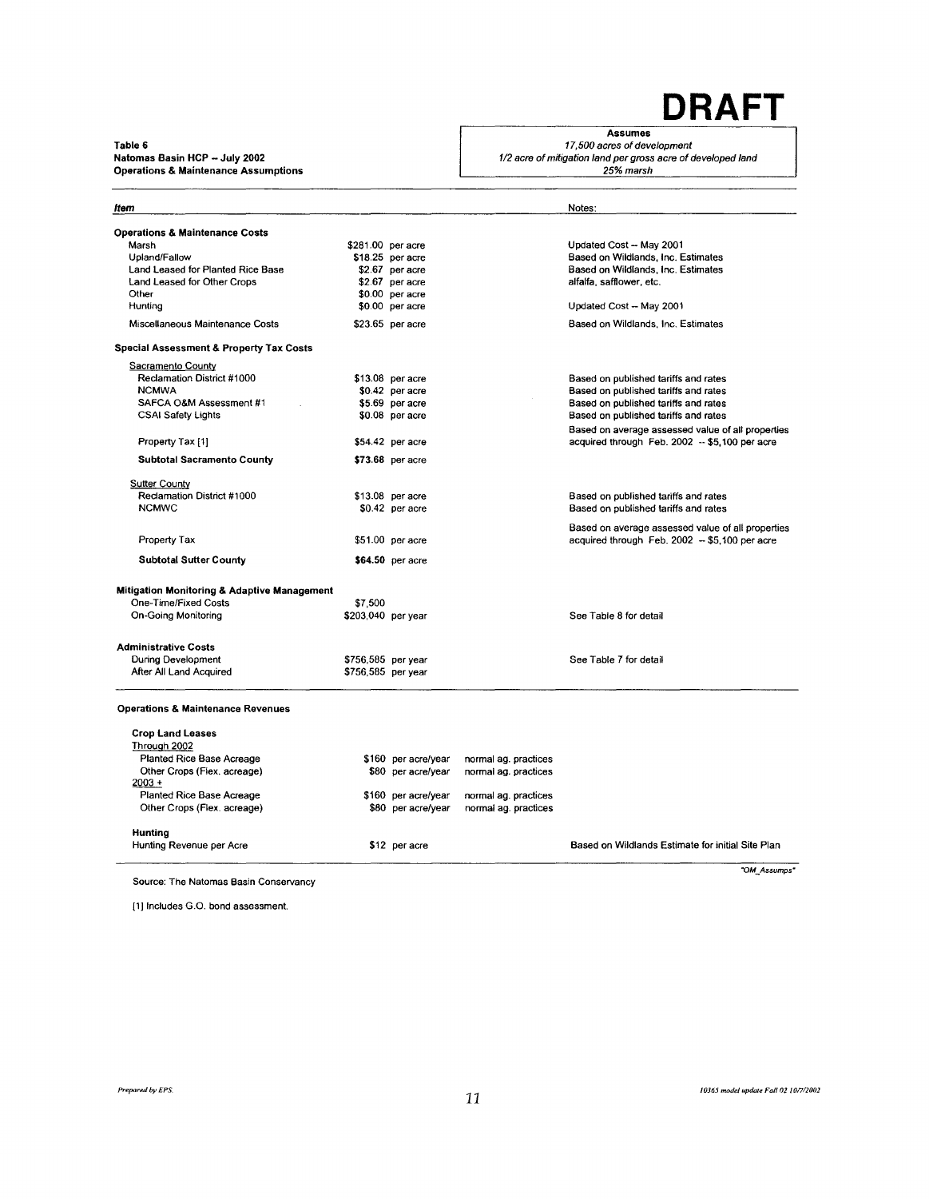# DRAFT

**Table 6**
**Natomas Basin HCP – July 2002**
**Operations & Maintenance Assumptions**

| **Assumes** |
|---|
| *17,500 acres of development* |
| *1/2 acre of mitigation land per gross acre of developed land* |
| *25% marsh* |

| *Item* | | | Notes: |
|---|---|---|---|
| **Operations & Maintenance Costs** | | | |
| Marsh | $281.00 per acre | | Updated Cost -- May 2001 |
| Upland/Fallow | $18.25 per acre | | Based on Wildlands, Inc. Estimates |
| Land Leased for Planted Rice Base | $2.67 per acre | | Based on Wildlands, Inc. Estimates |
| Land Leased for Other Crops | $2.67 per acre | | alfalfa, safflower, etc. |
| Other | $0.00 per acre | | |
| Hunting | $0.00 per acre | | Updated Cost -- May 2001 |
| Miscellaneous Maintenance Costs | $23.65 per acre | | Based on Wildlands, Inc. Estimates |
| **Special Assessment & Property Tax Costs** | | | |
| Sacramento County | | | |
| Reclamation District #1000 | $13.08 per acre | | Based on published tariffs and rates |
| NCMWA | $0.42 per acre | | Based on published tariffs and rates |
| SAFCA O&M Assessment #1 | $5.69 per acre | | Based on published tariffs and rates |
| CSAI Safety Lights | $0.08 per acre | | Based on published tariffs and rates |
| Property Tax [1] | $54.42 per acre | | Based on average assessed value of all properties acquired through Feb. 2002 -- $5,100 per acre |
| **Subtotal Sacramento County** | **$73.68** per acre | | |
| Sutter County | | | |
| Reclamation District #1000 | $13.08 per acre | | Based on published tariffs and rates |
| NCMWC | $0.42 per acre | | Based on published tariffs and rates |
| Property Tax | $51.00 per acre | | Based on average assessed value of all properties acquired through Feb. 2002 -- $5,100 per acre |
| **Subtotal Sutter County** | **$64.50** per acre | | |
| **Mitigation Monitoring & Adaptive Management** | | | |
| One-Time/Fixed Costs | $7,500 | | |
| On-Going Monitoring | $203,040 per year | | See Table 8 for detail |
| **Administrative Costs** | | | |
| During Development | $756,585 per year | | See Table 7 for detail |
| After All Land Acquired | $756,585 per year | | |
| **Operations & Maintenance Revenues** | | | |
| **Crop Land Leases** | | | |
| Through 2002 | | | |
| Planted Rice Base Acreage | $160 per acre/year | normal ag. practices | |
| Other Crops (Flex. acreage) | $80 per acre/year | normal ag. practices | |
| 2003 + | | | |
| Planted Rice Base Acreage | $160 per acre/year | normal ag. practices | |
| Other Crops (Flex. acreage) | $80 per acre/year | normal ag. practices | |
| **Hunting** | | | |
| Hunting Revenue per Acre | $12 per acre | | Based on Wildlands Estimate for initial Site Plan |

*"OM_Assumps"*

Source: The Natomas Basin Conservancy

[1] Includes G.O. bond assessment.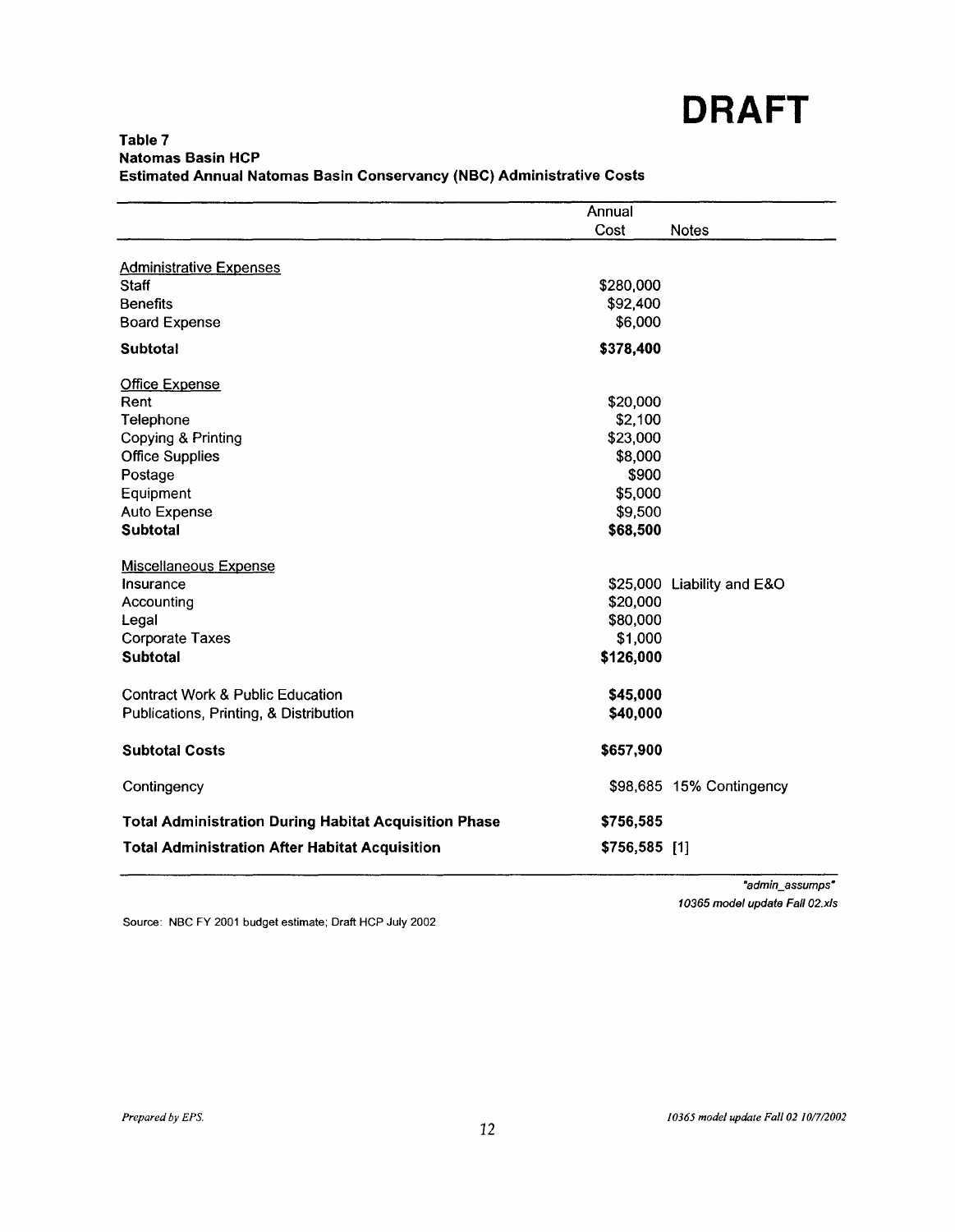**DRAFT**

**Table 7**
**Natomas Basin HCP**
**Estimated Annual Natomas Basin Conservancy (NBC) Administrative Costs**

| | Annual Cost | Notes |
|---|---|---|
| Administrative Expenses | | |
| Staff | $280,000 | |
| Benefits | $92,400 | |
| Board Expense | $6,000 | |
| **Subtotal** | **$378,400** | |
| Office Expense | | |
| Rent | $20,000 | |
| Telephone | $2,100 | |
| Copying & Printing | $23,000 | |
| Office Supplies | $8,000 | |
| Postage | $900 | |
| Equipment | $5,000 | |
| Auto Expense | $9,500 | |
| **Subtotal** | **$68,500** | |
| Miscellaneous Expense | | |
| Insurance | $25,000 | Liability and E&O |
| Accounting | $20,000 | |
| Legal | $80,000 | |
| Corporate Taxes | $1,000 | |
| **Subtotal** | **$126,000** | |
| Contract Work & Public Education | **$45,000** | |
| Publications, Printing, & Distribution | **$40,000** | |
| **Subtotal Costs** | **$657,900** | |
| Contingency | $98,685 | 15% Contingency |
| **Total Administration During Habitat Acquisition Phase** | **$756,585** | |
| **Total Administration After Habitat Acquisition** | **$756,585** | [1] |

*"admin_assumps"*
*10365 model update Fall 02.xls*

Source: NBC FY 2001 budget estimate; Draft HCP July 2002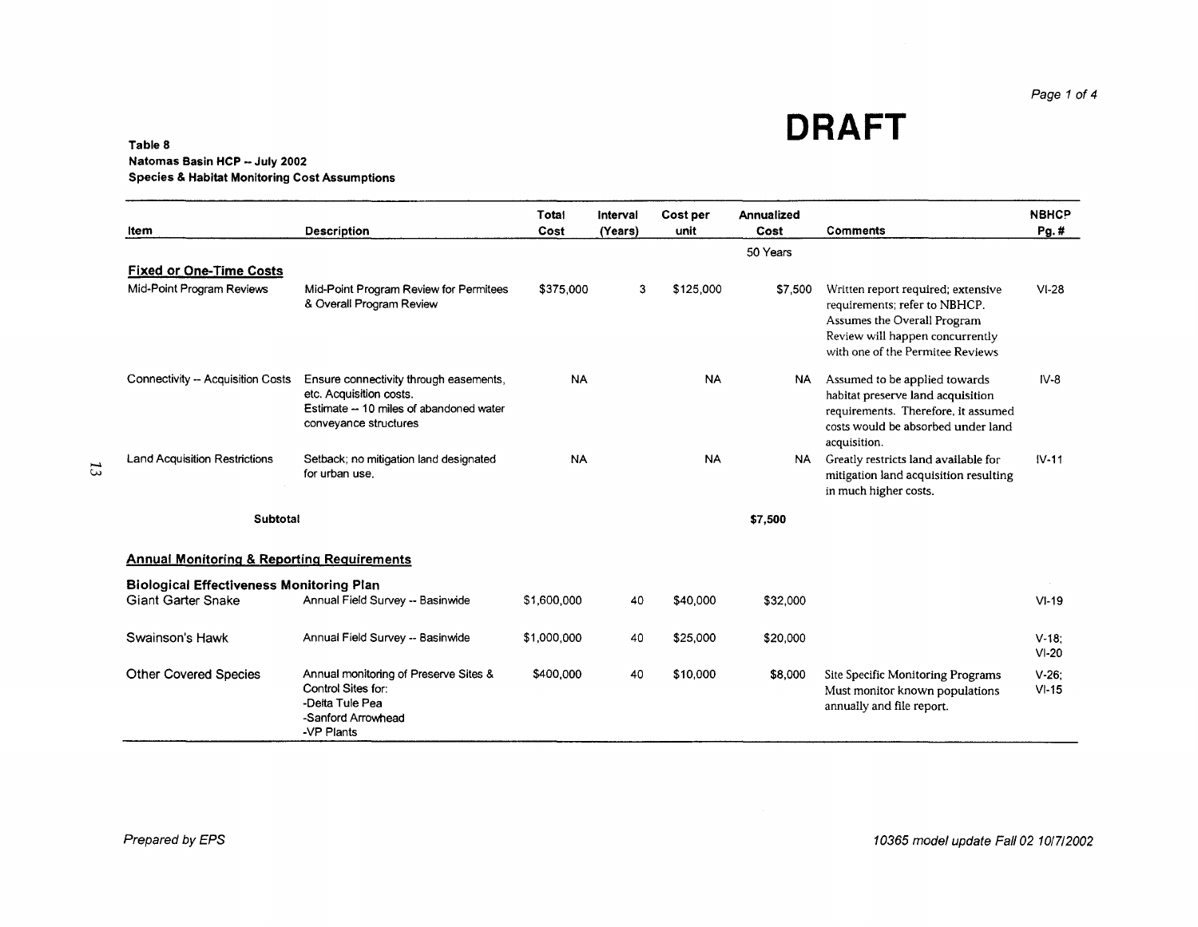# DRAFT

**Table 8**
**Natomas Basin HCP -- July 2002**
**Species & Habitat Monitoring Cost Assumptions**

| Item | Description | Total Cost | Interval (Years) | Cost per unit | Annualized Cost | Comments | NBHCP Pg. # |
|---|---|---|---|---|---|---|---|
| | | | | | 50 Years | | |
| **Fixed or One-Time Costs** | | | | | | | |
| Mid-Point Program Reviews | Mid-Point Program Review for Permitees & Overall Program Review | $375,000 | 3 | $125,000 | $7,500 | Written report required; extensive requirements; refer to NBHCP. Assumes the Overall Program Review will happen concurrently with one of the Permitee Reviews | VI-28 |
| Connectivity -- Acquisition Costs | Ensure connectivity through easements, etc. Acquisition costs. Estimate -- 10 miles of abandoned water conveyance structures | NA | | NA | NA | Assumed to be applied towards habitat preserve land acquisition requirements. Therefore, it assumed costs would be absorbed under land acquisition. | IV-8 |
| Land Acquisition Restrictions | Setback; no mitigation land designated for urban use. | NA | | NA | NA | Greatly restricts land available for mitigation land acquisition resulting in much higher costs. | IV-11 |
| **Subtotal** | | | | | **$7,500** | | |
| **Annual Monitoring & Reporting Requirements** | | | | | | | |
| **Biological Effectiveness Monitoring Plan** | | | | | | | |
| Giant Garter Snake | Annual Field Survey -- Basinwide | $1,600,000 | 40 | $40,000 | $32,000 | | VI-19 |
| Swainson's Hawk | Annual Field Survey -- Basinwide | $1,000,000 | 40 | $25,000 | $20,000 | | V-18; VI-20 |
| Other Covered Species | Annual monitoring of Preserve Sites & Control Sites for: -Delta Tule Pea -Sanford Arrowhead -VP Plants | $400,000 | 40 | $10,000 | $8,000 | Site Specific Monitoring Programs Must monitor known populations annually and file report. | V-26; VI-15 |

*Prepared by EPS*

*10365 model update Fall 02 10/7/2002*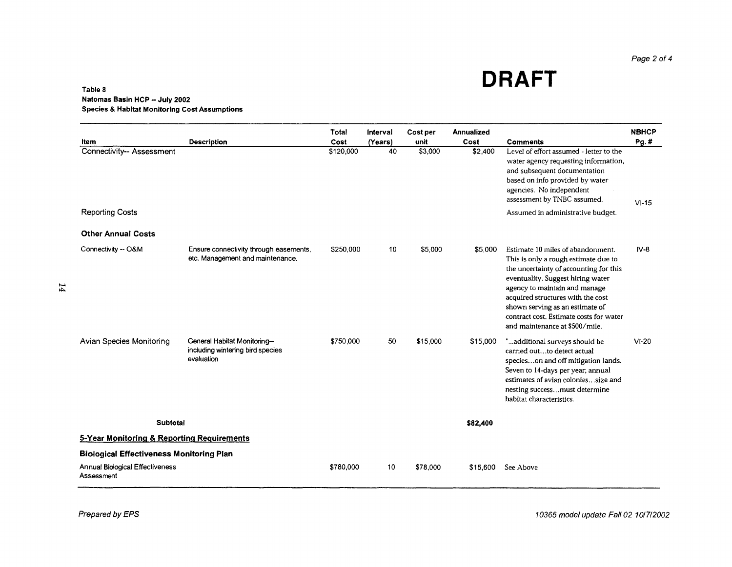# DRAFT

**Table 8**
**Natomas Basin HCP -- July 2002**
**Species & Habitat Monitoring Cost Assumptions**

| Item | Description | Total Cost | Interval (Years) | Cost per unit | Annualized Cost | Comments | NBHCP Pg. # |
|---|---|---|---|---|---|---|---|
| Connectivity-- Assessment | | $120,000 | 40 | $3,000 | $2,400 | Level of effort assumed - letter to the water agency requesting information, and subsequent documentation based on info provided by water agencies. No independent assessment by TNBC assumed. | VI-15 |
| Reporting Costs | | | | | | Assumed in administrative budget. | |
| **Other Annual Costs** | | | | | | | |
| Connectivity -- O&M | Ensure connectivity through easements, etc. Management and maintenance. | $250,000 | 10 | $5,000 | $5,000 | Estimate 10 miles of abandonment. This is only a rough estimate due to the uncertainty of accounting for this eventuality. Suggest hiring water agency to maintain and manage acquired structures with the cost shown serving as an estimate of contract cost. Estimate costs for water and maintenance at $500/mile. | IV-8 |
| Avian Species Monitoring | General Habitat Monitoring-- including wintering bird species evaluation | $750,000 | 50 | $15,000 | $15,000 | "...additional surveys should be carried out...to detect actual species...on and off mitigation lands. Seven to 14-days per year; annual estimates of avian colonies...size and nesting success...must determine habitat characteristics. | VI-20 |
| **Subtotal** | | | | | **$82,400** | | |
| **5-Year Monitoring & Reporting Requirements** | | | | | | | |
| **Biological Effectiveness Monitoring Plan** | | | | | | | |
| Annual Biological Effectiveness Assessment | | $780,000 | 10 | $78,000 | $15,600 | See Above | |

*Prepared by EPS* — *10365 model update Fall 02 10/7/2002*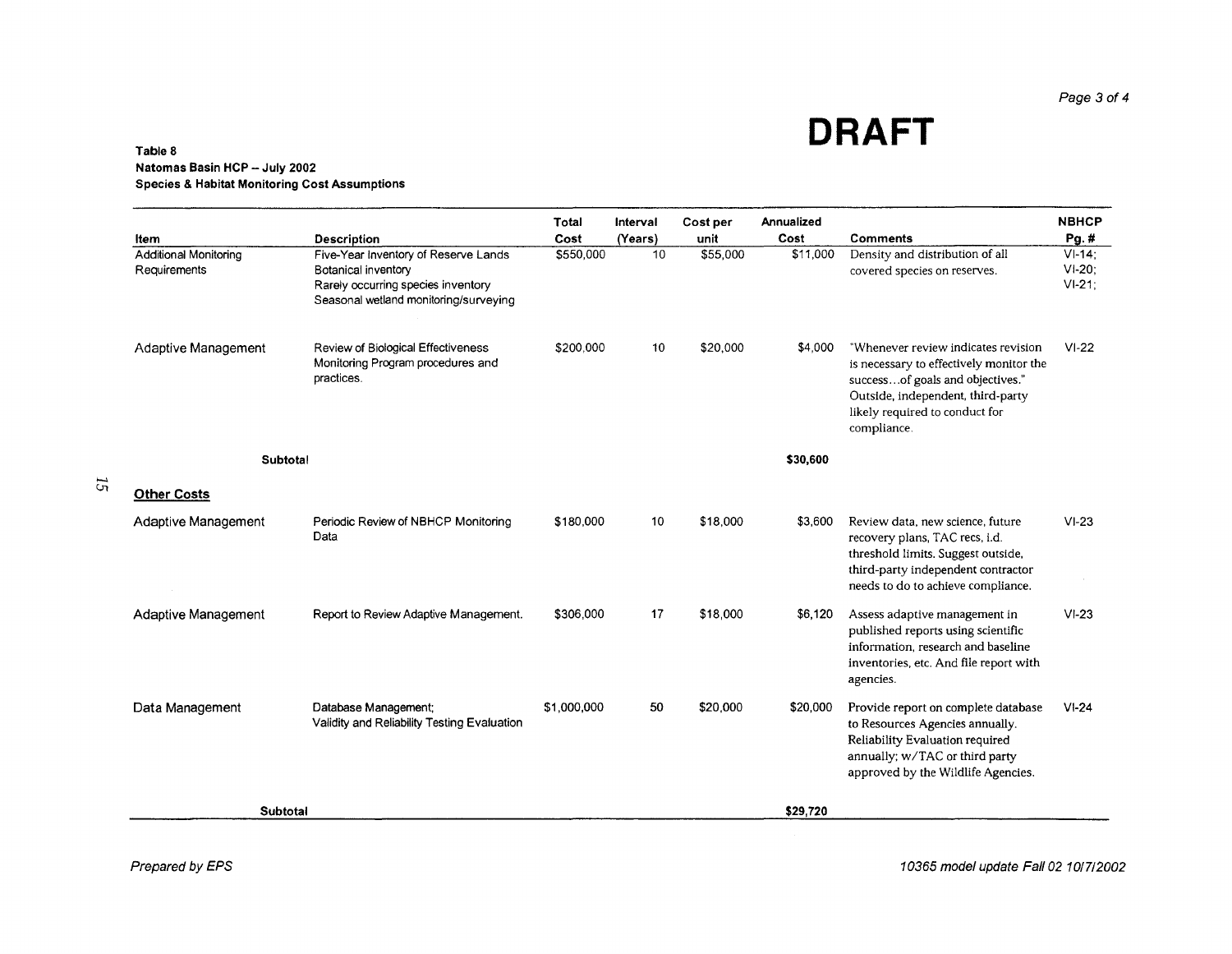# DRAFT

**Table 8**
**Natomas Basin HCP -- July 2002**
**Species & Habitat Monitoring Cost Assumptions**

| Item | Description | Total Cost | Interval (Years) | Cost per unit | Annualized Cost | Comments | NBHCP Pg. # |
|---|---|---|---|---|---|---|---|
| Additional Monitoring Requirements | Five-Year Inventory of Reserve Lands<br>Botanical inventory<br>Rarely occurring species inventory<br>Seasonal wetland monitoring/surveying | $550,000 | 10 | $55,000 | $11,000 | Density and distribution of all covered species on reserves. | VI-14;<br>VI-20;<br>VI-21; |
| Adaptive Management | Review of Biological Effectiveness Monitoring Program procedures and practices. | $200,000 | 10 | $20,000 | $4,000 | "Whenever review indicates revision is necessary to effectively monitor the success...of goals and objectives." Outside, independent, third-party likely required to conduct for compliance. | VI-22 |
| **Subtotal** | | | | | **$30,600** | | |
| **Other Costs** | | | | | | | |
| Adaptive Management | Periodic Review of NBHCP Monitoring Data | $180,000 | 10 | $18,000 | $3,600 | Review data, new science, future recovery plans, TAC recs, i.d. threshold limits. Suggest outside, third-party independent contractor needs to do to achieve compliance. | VI-23 |
| Adaptive Management | Report to Review Adaptive Management. | $306,000 | 17 | $18,000 | $6,120 | Assess adaptive management in published reports using scientific information, research and baseline inventories, etc. And file report with agencies. | VI-23 |
| Data Management | Database Management;<br>Validity and Reliability Testing Evaluation | $1,000,000 | 50 | $20,000 | $20,000 | Provide report on complete database to Resources Agencies annually. Reliability Evaluation required annually; w/TAC or third party approved by the Wildlife Agencies. | VI-24 |
| **Subtotal** | | | | | **$29,720** | | |

*Prepared by EPS*

*10365 model update Fall 02 10/7/2002*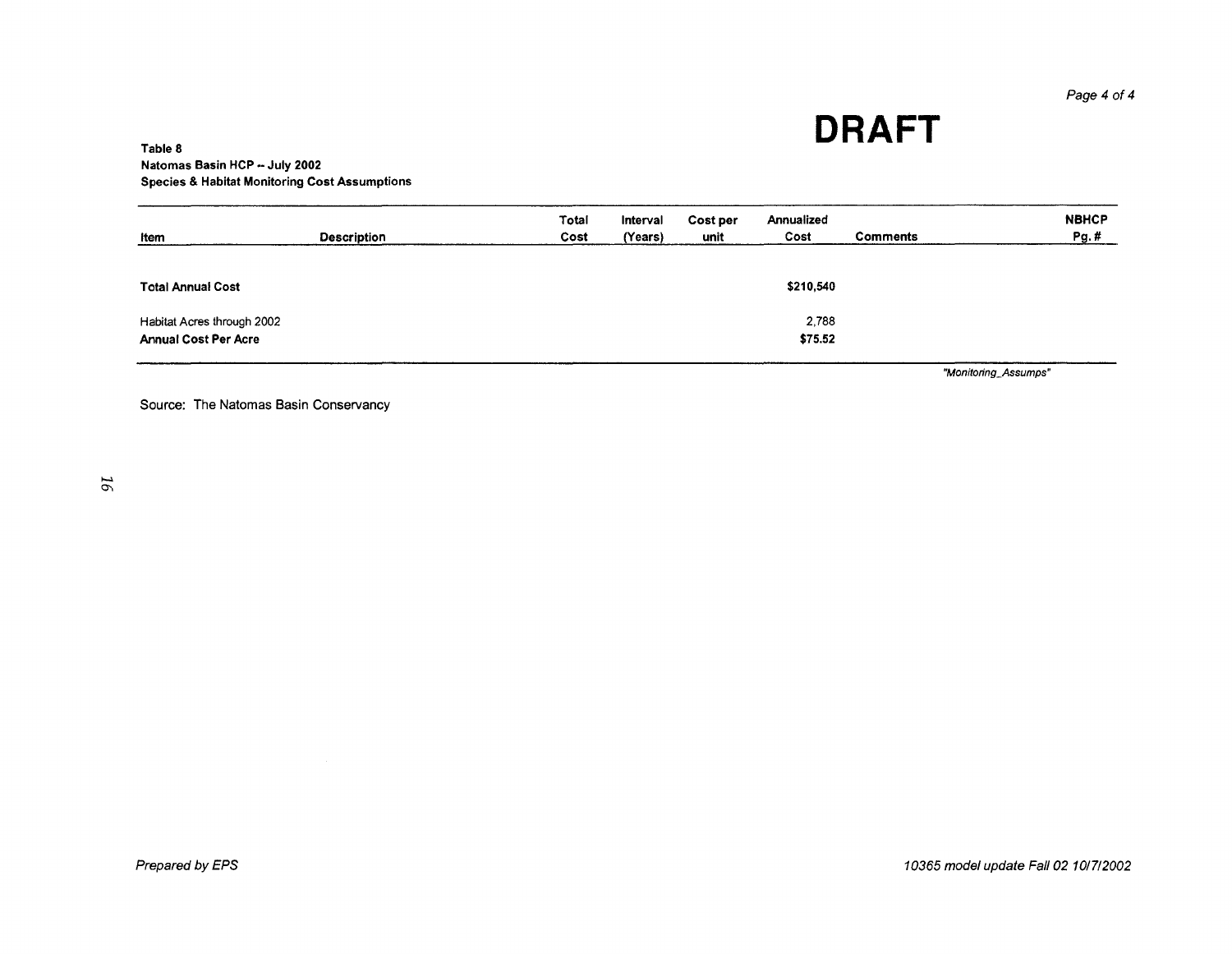**DRAFT**

**Table 8**
**Natomas Basin HCP -- July 2002**
**Species & Habitat Monitoring Cost Assumptions**

| Item | Description | Total Cost | Interval (Years) | Cost per unit | Annualized Cost | Comments | NBHCP Pg. # |
|---|---|---|---|---|---|---|---|
| **Total Annual Cost** | | | | | **$210,540** | | |
| Habitat Acres through 2002 | | | | | 2,788 | | |
| **Annual Cost Per Acre** | | | | | **$75.52** | | |

*"Monitoring_Assumps"*

Source: The Natomas Basin Conservancy

*Prepared by EPS*

*10365 model update Fall 02 10/7/2002*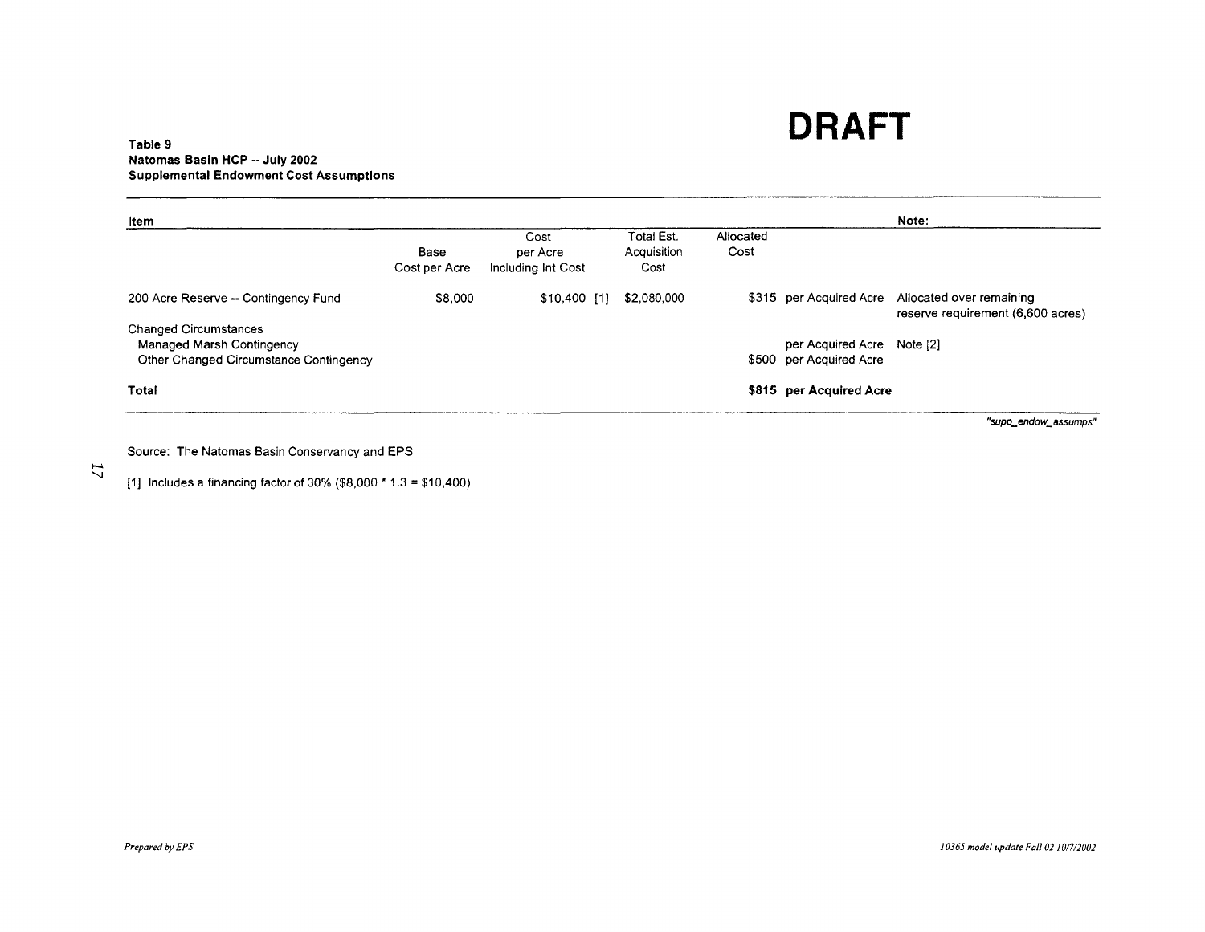# DRAFT

**Table 9**
**Natomas Basin HCP -- July 2002**
**Supplemental Endowment Cost Assumptions**

| Item | Base Cost per Acre | Cost per Acre Including Int Cost | Total Est. Acquisition Cost | Allocated Cost | | Note: |
|---|---|---|---|---|---|---|
| 200 Acre Reserve -- Contingency Fund | $8,000 | $10,400 [1] | $2,080,000 | $315 | per Acquired Acre | Allocated over remaining reserve requirement (6,600 acres) |
| Changed Circumstances | | | | | | |
| Managed Marsh Contingency | | | | | per Acquired Acre | Note [2] |
| Other Changed Circumstance Contingency | | | | $500 | per Acquired Acre | |
| **Total** | | | | **$815** | **per Acquired Acre** | |

*"supp_endow_assumps"*

Source: The Natomas Basin Conservancy and EPS

[1] Includes a financing factor of 30% ($8,000 * 1.3 = $10,400).

*Prepared by EPS.*

*10365 model update Fall 02 10/7/2002*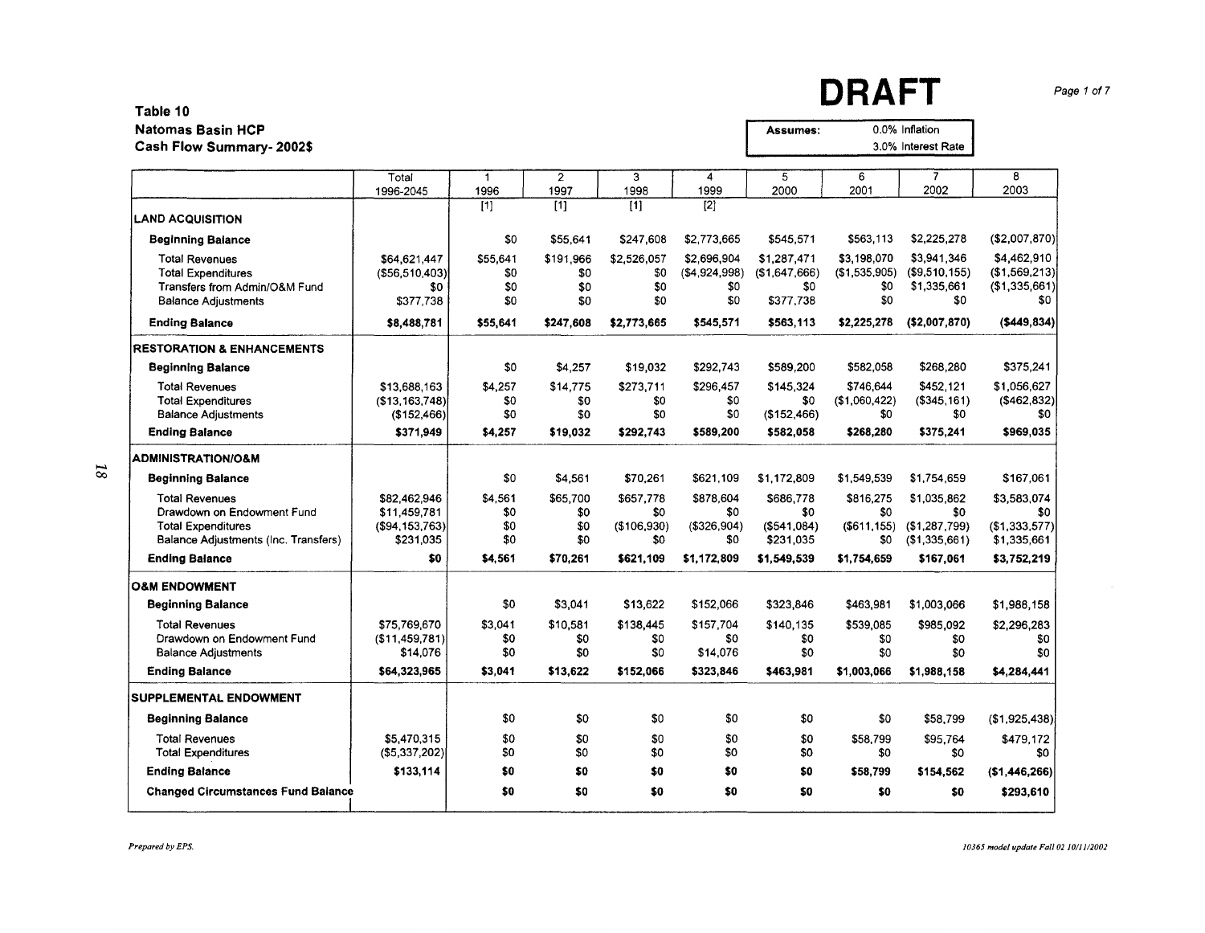**DRAFT**

| Assumes: | |
|---|---|
| 0.0% | Inflation |
| 3.0% | Interest Rate |

## Table 10
## Natomas Basin HCP
## Cash Flow Summary- 2002$

| | Total 1996-2045 | 1 1996 | 2 1997 | 3 1998 | 4 1999 | 5 2000 | 6 2001 | 7 2002 | 8 2003 |
|---|---|---|---|---|---|---|---|---|---|
| | | [1] | [1] | [1] | [2] | | | | |
| **LAND ACQUISITION** | | | | | | | | | |
| **Beginning Balance** | | $0 | $55,641 | $247,608 | $2,773,665 | $545,571 | $563,113 | $2,225,278 | ($2,007,870) |
| Total Revenues | $64,621,447 | $55,641 | $191,966 | $2,526,057 | $2,696,904 | $1,287,471 | $3,198,070 | $3,941,346 | $4,462,910 |
| Total Expenditures | ($56,510,403) | $0 | $0 | $0 | ($4,924,998) | ($1,647,666) | ($1,535,905) | ($9,510,155) | ($1,569,213) |
| Transfers from Admin/O&M Fund | $0 | $0 | $0 | $0 | $0 | $0 | $0 | $1,335,661 | ($1,335,661) |
| Balance Adjustments | $377,738 | $0 | $0 | $0 | $0 | $377,738 | $0 | $0 | $0 |
| **Ending Balance** | **$8,488,781** | **$55,641** | **$247,608** | **$2,773,665** | **$545,571** | **$563,113** | **$2,225,278** | **($2,007,870)** | **($449,834)** |
| **RESTORATION & ENHANCEMENTS** | | | | | | | | | |
| **Beginning Balance** | | $0 | $4,257 | $19,032 | $292,743 | $589,200 | $582,058 | $268,280 | $375,241 |
| Total Revenues | $13,688,163 | $4,257 | $14,775 | $273,711 | $296,457 | $145,324 | $746,644 | $452,121 | $1,056,627 |
| Total Expenditures | ($13,163,748) | $0 | $0 | $0 | $0 | $0 | ($1,060,422) | ($345,161) | ($462,832) |
| Balance Adjustments | ($152,466) | $0 | $0 | $0 | $0 | ($152,466) | $0 | $0 | $0 |
| **Ending Balance** | **$371,949** | **$4,257** | **$19,032** | **$292,743** | **$589,200** | **$582,058** | **$268,280** | **$375,241** | **$969,035** |
| **ADMINISTRATION/O&M** | | | | | | | | | |
| **Beginning Balance** | | $0 | $4,561 | $70,261 | $621,109 | $1,172,809 | $1,549,539 | $1,754,659 | $167,061 |
| Total Revenues | $82,462,946 | $4,561 | $65,700 | $657,778 | $878,604 | $686,778 | $816,275 | $1,035,862 | $3,583,074 |
| Drawdown on Endowment Fund | $11,459,781 | $0 | $0 | $0 | $0 | $0 | $0 | $0 | $0 |
| Total Expenditures | ($94,153,763) | $0 | $0 | ($106,930) | ($326,904) | ($541,084) | ($611,155) | ($1,287,799) | ($1,333,577) |
| Balance Adjustments (Inc. Transfers) | $231,035 | $0 | $0 | $0 | $0 | $231,035 | $0 | ($1,335,661) | $1,335,661 |
| **Ending Balance** | **$0** | **$4,561** | **$70,261** | **$621,109** | **$1,172,809** | **$1,549,539** | **$1,754,659** | **$167,061** | **$3,752,219** |
| **O&M ENDOWMENT** | | | | | | | | | |
| **Beginning Balance** | | $0 | $3,041 | $13,622 | $152,066 | $323,846 | $463,981 | $1,003,066 | $1,988,158 |
| Total Revenues | $75,769,670 | $3,041 | $10,581 | $138,445 | $157,704 | $140,135 | $539,085 | $985,092 | $2,296,283 |
| Drawdown on Endowment Fund | ($11,459,781) | $0 | $0 | $0 | $0 | $0 | $0 | $0 | $0 |
| Balance Adjustments | $14,076 | $0 | $0 | $0 | $14,076 | $0 | $0 | $0 | $0 |
| **Ending Balance** | **$64,323,965** | **$3,041** | **$13,622** | **$152,066** | **$323,846** | **$463,981** | **$1,003,066** | **$1,988,158** | **$4,284,441** |
| **SUPPLEMENTAL ENDOWMENT** | | | | | | | | | |
| **Beginning Balance** | | $0 | $0 | $0 | $0 | $0 | $0 | $58,799 | ($1,925,438) |
| Total Revenues | $5,470,315 | $0 | $0 | $0 | $0 | $0 | $58,799 | $95,764 | $479,172 |
| Total Expenditures | ($5,337,202) | $0 | $0 | $0 | $0 | $0 | $0 | $0 | $0 |
| **Ending Balance** | **$133,114** | **$0** | **$0** | **$0** | **$0** | **$0** | **$58,799** | **$154,562** | **($1,446,266)** |
| **Changed Circumstances Fund Balance** | | **$0** | **$0** | **$0** | **$0** | **$0** | **$0** | **$0** | **$293,610** |

*Prepared by EPS.*

*10365 model update Fall 02 10/11/2002*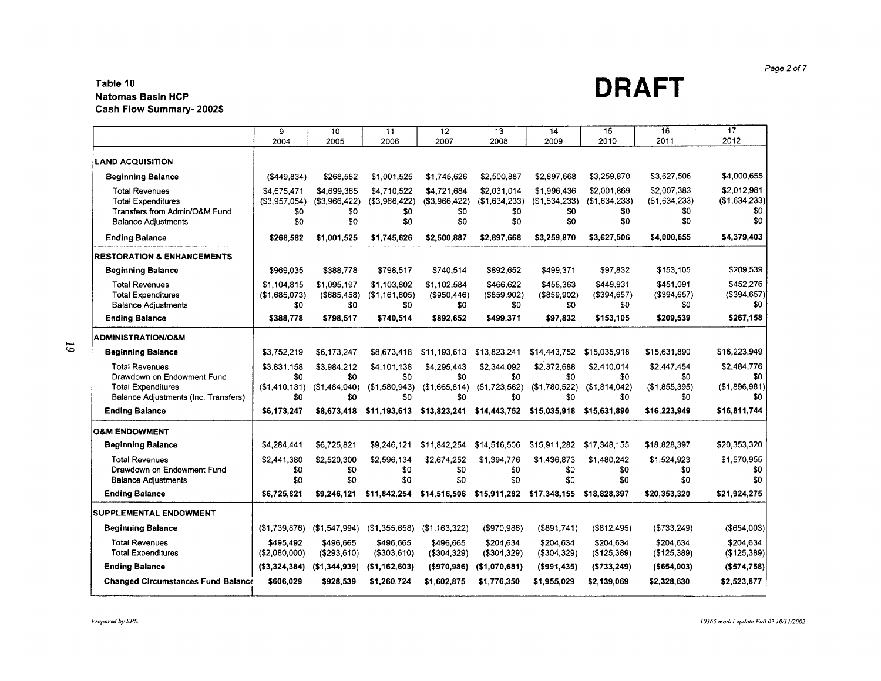**DRAFT**

**Table 10**
**Natomas Basin HCP**
**Cash Flow Summary- 2002$**

| | 9<br>2004 | 10<br>2005 | 11<br>2006 | 12<br>2007 | 13<br>2008 | 14<br>2009 | 15<br>2010 | 16<br>2011 | 17<br>2012 |
|---|---|---|---|---|---|---|---|---|---|
| **LAND ACQUISITION** | | | | | | | | | |
| **Beginning Balance** | ($449,834) | $268,582 | $1,001,525 | $1,745,626 | $2,500,887 | $2,897,668 | $3,259,870 | $3,627,506 | $4,000,655 |
| Total Revenues | $4,675,471 | $4,699,365 | $4,710,522 | $4,721,684 | $2,031,014 | $1,996,436 | $2,001,869 | $2,007,383 | $2,012,981 |
| Total Expenditures | ($3,957,054) | ($3,966,422) | ($3,966,422) | ($3,966,422) | ($1,634,233) | ($1,634,233) | ($1,634,233) | ($1,634,233) | ($1,634,233) |
| Transfers from Admin/O&M Fund | $0 | $0 | $0 | $0 | $0 | $0 | $0 | $0 | $0 |
| Balance Adjustments | $0 | $0 | $0 | $0 | $0 | $0 | $0 | $0 | $0 |
| **Ending Balance** | **$268,582** | **$1,001,525** | **$1,745,626** | **$2,500,887** | **$2,897,668** | **$3,259,870** | **$3,627,506** | **$4,000,655** | **$4,379,403** |
| **RESTORATION & ENHANCEMENTS** | | | | | | | | | |
| **Beginning Balance** | $969,035 | $388,778 | $798,517 | $740,514 | $892,652 | $499,371 | $97,832 | $153,105 | $209,539 |
| Total Revenues | $1,104,815 | $1,095,197 | $1,103,802 | $1,102,584 | $466,622 | $458,363 | $449,931 | $451,091 | $452,276 |
| Total Expenditures | ($1,685,073) | ($685,458) | ($1,161,805) | ($950,446) | ($859,902) | ($859,902) | ($394,657) | ($394,657) | ($394,657) |
| Balance Adjustments | $0 | $0 | $0 | $0 | $0 | $0 | $0 | $0 | $0 |
| **Ending Balance** | **$388,778** | **$798,517** | **$740,514** | **$892,652** | **$499,371** | **$97,832** | **$153,105** | **$209,539** | **$267,158** |
| **ADMINISTRATION/O&M** | | | | | | | | | |
| **Beginning Balance** | $3,752,219 | $6,173,247 | $8,673,418 | $11,193,613 | $13,823,241 | $14,443,752 | $15,035,918 | $15,631,890 | $16,223,949 |
| Total Revenues | $3,831,158 | $3,984,212 | $4,101,138 | $4,295,443 | $2,344,092 | $2,372,688 | $2,410,014 | $2,447,454 | $2,484,776 |
| Drawdown on Endowment Fund | $0 | $0 | $0 | $0 | $0 | $0 | $0 | $0 | $0 |
| Total Expenditures | ($1,410,131) | ($1,484,040) | ($1,580,943) | ($1,665,814) | ($1,723,582) | ($1,780,522) | ($1,814,042) | ($1,855,395) | ($1,896,981) |
| Balance Adjustments (Inc. Transfers) | $0 | $0 | $0 | $0 | $0 | $0 | $0 | $0 | $0 |
| **Ending Balance** | **$6,173,247** | **$8,673,418** | **$11,193,613** | **$13,823,241** | **$14,443,752** | **$15,035,918** | **$15,631,890** | **$16,223,949** | **$16,811,744** |
| **O&M ENDOWMENT** | | | | | | | | | |
| **Beginning Balance** | $4,284,441 | $6,725,821 | $9,246,121 | $11,842,254 | $14,516,506 | $15,911,282 | $17,348,155 | $18,828,397 | $20,353,320 |
| Total Revenues | $2,441,380 | $2,520,300 | $2,596,134 | $2,674,252 | $1,394,776 | $1,436,873 | $1,480,242 | $1,524,923 | $1,570,955 |
| Drawdown on Endowment Fund | $0 | $0 | $0 | $0 | $0 | $0 | $0 | $0 | $0 |
| Balance Adjustments | $0 | $0 | $0 | $0 | $0 | $0 | $0 | $0 | $0 |
| **Ending Balance** | **$6,725,821** | **$9,246,121** | **$11,842,254** | **$14,516,506** | **$15,911,282** | **$17,348,155** | **$18,828,397** | **$20,353,320** | **$21,924,275** |
| **SUPPLEMENTAL ENDOWMENT** | | | | | | | | | |
| **Beginning Balance** | ($1,739,876) | ($1,547,994) | ($1,355,658) | ($1,163,322) | ($970,986) | ($891,741) | ($812,495) | ($733,249) | ($654,003) |
| Total Revenues | $495,492 | $496,665 | $496,665 | $496,665 | $204,634 | $204,634 | $204,634 | $204,634 | $204,634 |
| Total Expenditures | ($2,080,000) | ($293,610) | ($303,610) | ($304,329) | ($304,329) | ($304,329) | ($125,389) | ($125,389) | ($125,389) |
| **Ending Balance** | **($3,324,384)** | **($1,344,939)** | **($1,162,603)** | **($970,986)** | **($1,070,681)** | **($991,435)** | **($733,249)** | **($654,003)** | **($574,758)** |
| **Changed Circumstances Fund Balance** | **$606,029** | **$928,539** | **$1,260,724** | **$1,602,875** | **$1,776,350** | **$1,955,029** | **$2,139,069** | **$2,328,630** | **$2,523,877** |

*Prepared by EPS.*

*10365 model update Fall 02 10/11/2002*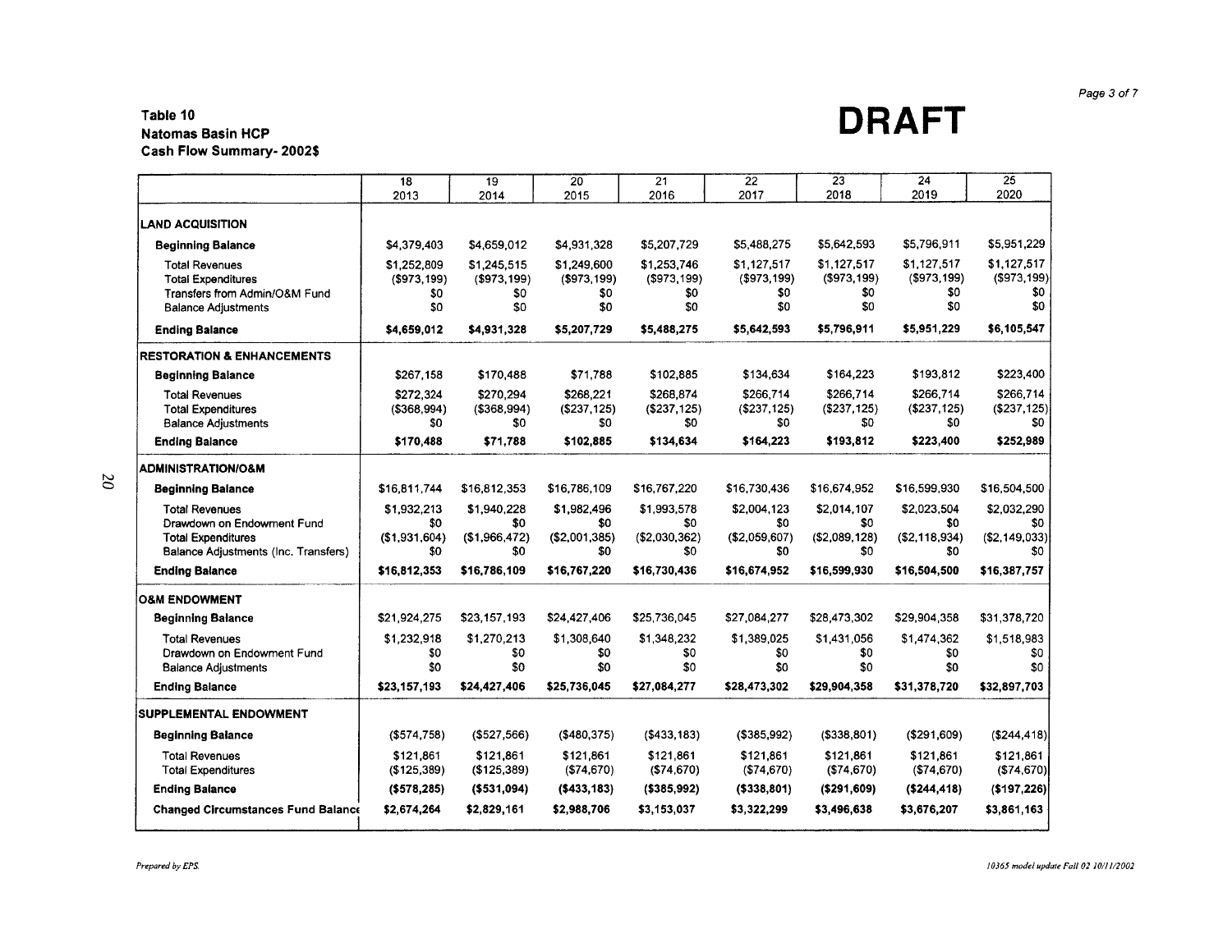**Table 10**
**Natomas Basin HCP**
**Cash Flow Summary- 2002$**

**DRAFT**

| | 18<br>2013 | 19<br>2014 | 20<br>2015 | 21<br>2016 | 22<br>2017 | 23<br>2018 | 24<br>2019 | 25<br>2020 |
|---|---|---|---|---|---|---|---|---|
| **LAND ACQUISITION** | | | | | | | | |
| **Beginning Balance** | $4,379,403 | $4,659,012 | $4,931,328 | $5,207,729 | $5,488,275 | $5,642,593 | $5,796,911 | $5,951,229 |
| Total Revenues | $1,252,809 | $1,245,515 | $1,249,600 | $1,253,746 | $1,127,517 | $1,127,517 | $1,127,517 | $1,127,517 |
| Total Expenditures | ($973,199) | ($973,199) | ($973,199) | ($973,199) | ($973,199) | ($973,199) | ($973,199) | ($973,199) |
| Transfers from Admin/O&M Fund | $0 | $0 | $0 | $0 | $0 | $0 | $0 | $0 |
| Balance Adjustments | $0 | $0 | $0 | $0 | $0 | $0 | $0 | $0 |
| **Ending Balance** | **$4,659,012** | **$4,931,328** | **$5,207,729** | **$5,488,275** | **$5,642,593** | **$5,796,911** | **$5,951,229** | **$6,105,547** |
| **RESTORATION & ENHANCEMENTS** | | | | | | | | |
| **Beginning Balance** | $267,158 | $170,488 | $71,788 | $102,885 | $134,634 | $164,223 | $193,812 | $223,400 |
| Total Revenues | $272,324 | $270,294 | $268,221 | $268,874 | $266,714 | $266,714 | $266,714 | $266,714 |
| Total Expenditures | ($368,994) | ($368,994) | ($237,125) | ($237,125) | ($237,125) | ($237,125) | ($237,125) | ($237,125) |
| Balance Adjustments | $0 | $0 | $0 | $0 | $0 | $0 | $0 | $0 |
| **Ending Balance** | **$170,488** | **$71,788** | **$102,885** | **$134,634** | **$164,223** | **$193,812** | **$223,400** | **$252,989** |
| **ADMINISTRATION/O&M** | | | | | | | | |
| **Beginning Balance** | $16,811,744 | $16,812,353 | $16,786,109 | $16,767,220 | $16,730,436 | $16,674,952 | $16,599,930 | $16,504,500 |
| Total Revenues | $1,932,213 | $1,940,228 | $1,982,496 | $1,993,578 | $2,004,123 | $2,014,107 | $2,023,504 | $2,032,290 |
| Drawdown on Endowment Fund | $0 | $0 | $0 | $0 | $0 | $0 | $0 | $0 |
| Total Expenditures | ($1,931,604) | ($1,966,472) | ($2,001,385) | ($2,030,362) | ($2,059,607) | ($2,089,128) | ($2,118,934) | ($2,149,033) |
| Balance Adjustments (Inc. Transfers) | $0 | $0 | $0 | $0 | $0 | $0 | $0 | $0 |
| **Ending Balance** | **$16,812,353** | **$16,786,109** | **$16,767,220** | **$16,730,436** | **$16,674,952** | **$16,599,930** | **$16,504,500** | **$16,387,757** |
| **O&M ENDOWMENT** | | | | | | | | |
| **Beginning Balance** | $21,924,275 | $23,157,193 | $24,427,406 | $25,736,045 | $27,084,277 | $28,473,302 | $29,904,358 | $31,378,720 |
| Total Revenues | $1,232,918 | $1,270,213 | $1,308,640 | $1,348,232 | $1,389,025 | $1,431,056 | $1,474,362 | $1,518,983 |
| Drawdown on Endowment Fund | $0 | $0 | $0 | $0 | $0 | $0 | $0 | $0 |
| Balance Adjustments | $0 | $0 | $0 | $0 | $0 | $0 | $0 | $0 |
| **Ending Balance** | **$23,157,193** | **$24,427,406** | **$25,736,045** | **$27,084,277** | **$28,473,302** | **$29,904,358** | **$31,378,720** | **$32,897,703** |
| **SUPPLEMENTAL ENDOWMENT** | | | | | | | | |
| **Beginning Balance** | ($574,758) | ($527,566) | ($480,375) | ($433,183) | ($385,992) | ($338,801) | ($291,609) | ($244,418) |
| Total Revenues | $121,861 | $121,861 | $121,861 | $121,861 | $121,861 | $121,861 | $121,861 | $121,861 |
| Total Expenditures | ($125,389) | ($125,389) | ($74,670) | ($74,670) | ($74,670) | ($74,670) | ($74,670) | ($74,670) |
| **Ending Balance** | **($578,285)** | **($531,094)** | **($433,183)** | **($385,992)** | **($338,801)** | **($291,609)** | **($244,418)** | **($197,226)** |
| **Changed Circumstances Fund Balance** | **$2,674,264** | **$2,829,161** | **$2,988,706** | **$3,153,037** | **$3,322,299** | **$3,496,638** | **$3,676,207** | **$3,861,163** |

*Prepared by EPS.*

*10365 model update Fall 02 10/11/2002*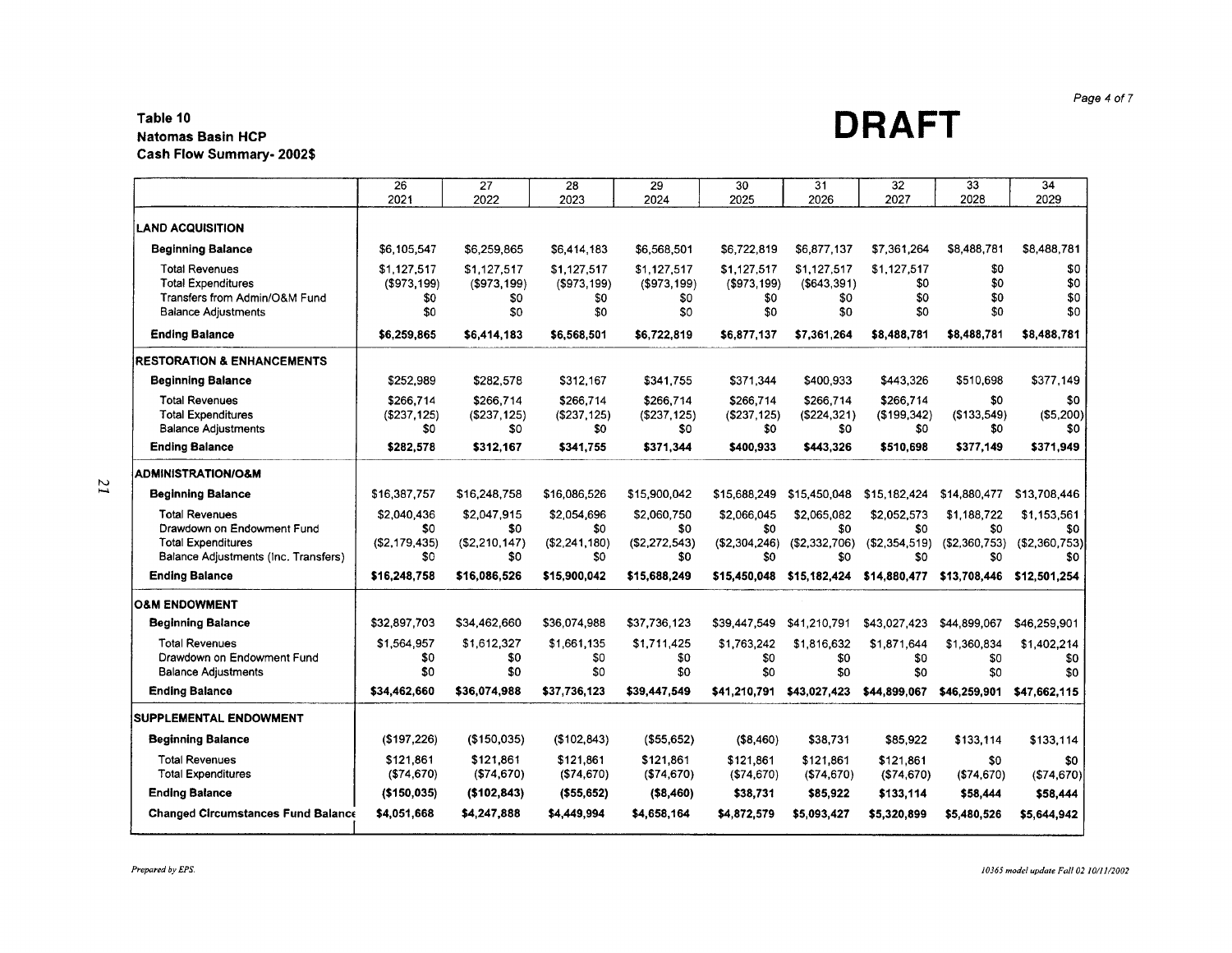**DRAFT**

**Table 10**
**Natomas Basin HCP**
**Cash Flow Summary- 2002$**

| | 26<br>2021 | 27<br>2022 | 28<br>2023 | 29<br>2024 | 30<br>2025 | 31<br>2026 | 32<br>2027 | 33<br>2028 | 34<br>2029 |
|---|---|---|---|---|---|---|---|---|---|
| **LAND ACQUISITION** | | | | | | | | | |
| **Beginning Balance** | $6,105,547 | $6,259,865 | $6,414,183 | $6,568,501 | $6,722,819 | $6,877,137 | $7,361,264 | $8,488,781 | $8,488,781 |
| Total Revenues | $1,127,517 | $1,127,517 | $1,127,517 | $1,127,517 | $1,127,517 | $1,127,517 | $1,127,517 | $0 | $0 |
| Total Expenditures | ($973,199) | ($973,199) | ($973,199) | ($973,199) | ($973,199) | ($643,391) | $0 | $0 | $0 |
| Transfers from Admin/O&M Fund | $0 | $0 | $0 | $0 | $0 | $0 | $0 | $0 | $0 |
| Balance Adjustments | $0 | $0 | $0 | $0 | $0 | $0 | $0 | $0 | $0 |
| **Ending Balance** | **$6,259,865** | **$6,414,183** | **$6,568,501** | **$6,722,819** | **$6,877,137** | **$7,361,264** | **$8,488,781** | **$8,488,781** | **$8,488,781** |
| **RESTORATION & ENHANCEMENTS** | | | | | | | | | |
| **Beginning Balance** | $252,989 | $282,578 | $312,167 | $341,755 | $371,344 | $400,933 | $443,326 | $510,698 | $377,149 |
| Total Revenues | $266,714 | $266,714 | $266,714 | $266,714 | $266,714 | $266,714 | $266,714 | $0 | $0 |
| Total Expenditures | ($237,125) | ($237,125) | ($237,125) | ($237,125) | ($237,125) | ($224,321) | ($199,342) | ($133,549) | ($5,200) |
| Balance Adjustments | $0 | $0 | $0 | $0 | $0 | $0 | $0 | $0 | $0 |
| **Ending Balance** | **$282,578** | **$312,167** | **$341,755** | **$371,344** | **$400,933** | **$443,326** | **$510,698** | **$377,149** | **$371,949** |
| **ADMINISTRATION/O&M** | | | | | | | | | |
| **Beginning Balance** | $16,387,757 | $16,248,758 | $16,086,526 | $15,900,042 | $15,688,249 | $15,450,048 | $15,182,424 | $14,880,477 | $13,708,446 |
| Total Revenues | $2,040,436 | $2,047,915 | $2,054,696 | $2,060,750 | $2,066,045 | $2,065,082 | $2,052,573 | $1,188,722 | $1,153,561 |
| Drawdown on Endowment Fund | $0 | $0 | $0 | $0 | $0 | $0 | $0 | $0 | $0 |
| Total Expenditures | ($2,179,435) | ($2,210,147) | ($2,241,180) | ($2,272,543) | ($2,304,246) | ($2,332,706) | ($2,354,519) | ($2,360,753) | ($2,360,753) |
| Balance Adjustments (Inc. Transfers) | $0 | $0 | $0 | $0 | $0 | $0 | $0 | $0 | $0 |
| **Ending Balance** | **$16,248,758** | **$16,086,526** | **$15,900,042** | **$15,688,249** | **$15,450,048** | **$15,182,424** | **$14,880,477** | **$13,708,446** | **$12,501,254** |
| **O&M ENDOWMENT** | | | | | | | | | |
| **Beginning Balance** | $32,897,703 | $34,462,660 | $36,074,988 | $37,736,123 | $39,447,549 | $41,210,791 | $43,027,423 | $44,899,067 | $46,259,901 |
| Total Revenues | $1,564,957 | $1,612,327 | $1,661,135 | $1,711,425 | $1,763,242 | $1,816,632 | $1,871,644 | $1,360,834 | $1,402,214 |
| Drawdown on Endowment Fund | $0 | $0 | $0 | $0 | $0 | $0 | $0 | $0 | $0 |
| Balance Adjustments | $0 | $0 | $0 | $0 | $0 | $0 | $0 | $0 | $0 |
| **Ending Balance** | **$34,462,660** | **$36,074,988** | **$37,736,123** | **$39,447,549** | **$41,210,791** | **$43,027,423** | **$44,899,067** | **$46,259,901** | **$47,662,115** |
| **SUPPLEMENTAL ENDOWMENT** | | | | | | | | | |
| **Beginning Balance** | ($197,226) | ($150,035) | ($102,843) | ($55,652) | ($8,460) | $38,731 | $85,922 | $133,114 | $133,114 |
| Total Revenues | $121,861 | $121,861 | $121,861 | $121,861 | $121,861 | $121,861 | $121,861 | $0 | $0 |
| Total Expenditures | ($74,670) | ($74,670) | ($74,670) | ($74,670) | ($74,670) | ($74,670) | ($74,670) | ($74,670) | ($74,670) |
| **Ending Balance** | **($150,035)** | **($102,843)** | **($55,652)** | **($8,460)** | **$38,731** | **$85,922** | **$133,114** | **$58,444** | **$58,444** |
| **Changed Circumstances Fund Balance** | **$4,051,668** | **$4,247,888** | **$4,449,994** | **$4,658,164** | **$4,872,579** | **$5,093,427** | **$5,320,899** | **$5,480,526** | **$5,644,942** |

*Prepared by EPS.*

*10365 model update Fall 02 10/11/2002*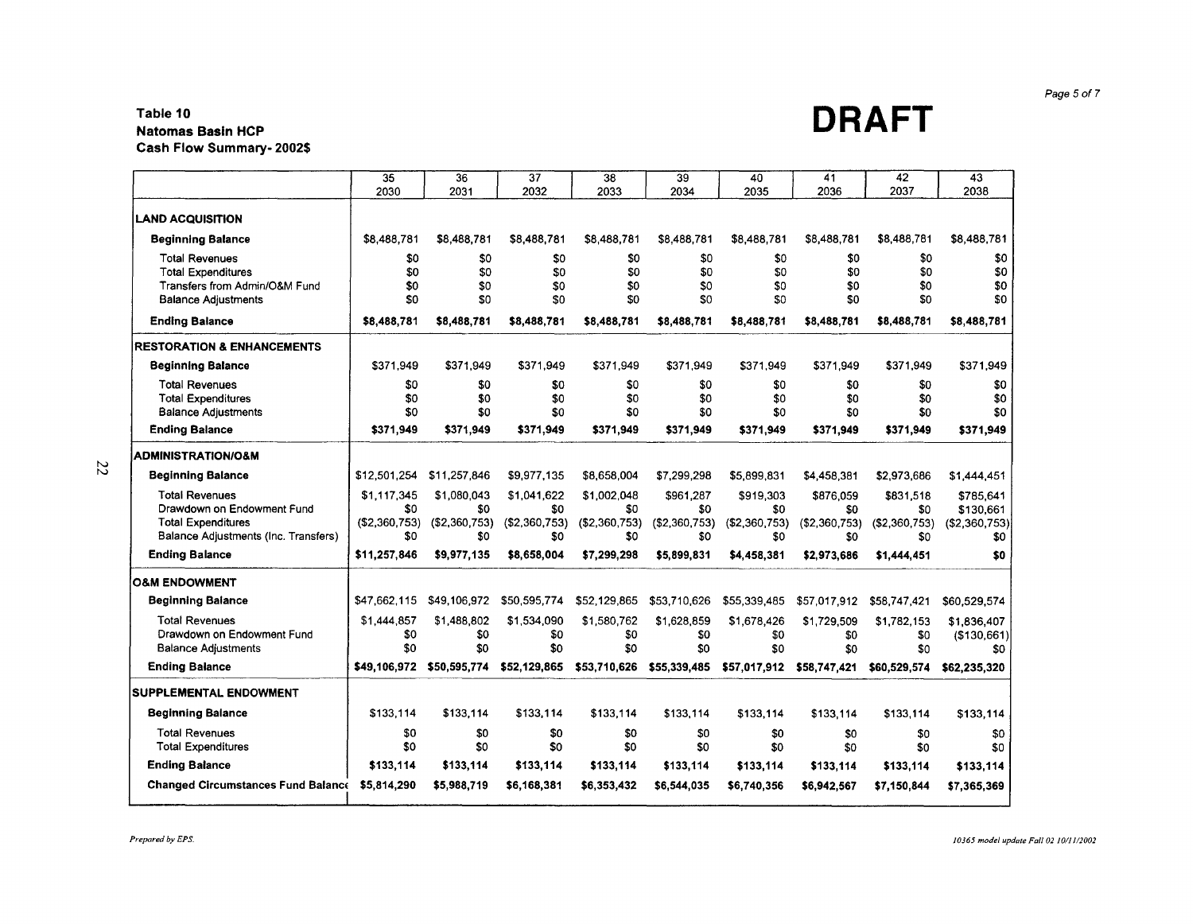**Table 10**
**Natomas Basin HCP**
**Cash Flow Summary- 2002$**

**DRAFT**

| | 35<br>2030 | 36<br>2031 | 37<br>2032 | 38<br>2033 | 39<br>2034 | 40<br>2035 | 41<br>2036 | 42<br>2037 | 43<br>2038 |
|---|---|---|---|---|---|---|---|---|---|
| **LAND ACQUISITION** | | | | | | | | | |
| **Beginning Balance** | $8,488,781 | $8,488,781 | $8,488,781 | $8,488,781 | $8,488,781 | $8,488,781 | $8,488,781 | $8,488,781 | $8,488,781 |
| Total Revenues | $0 | $0 | $0 | $0 | $0 | $0 | $0 | $0 | $0 |
| Total Expenditures | $0 | $0 | $0 | $0 | $0 | $0 | $0 | $0 | $0 |
| Transfers from Admin/O&M Fund | $0 | $0 | $0 | $0 | $0 | $0 | $0 | $0 | $0 |
| Balance Adjustments | $0 | $0 | $0 | $0 | $0 | $0 | $0 | $0 | $0 |
| **Ending Balance** | **$8,488,781** | **$8,488,781** | **$8,488,781** | **$8,488,781** | **$8,488,781** | **$8,488,781** | **$8,488,781** | **$8,488,781** | **$8,488,781** |
| **RESTORATION & ENHANCEMENTS** | | | | | | | | | |
| **Beginning Balance** | $371,949 | $371,949 | $371,949 | $371,949 | $371,949 | $371,949 | $371,949 | $371,949 | $371,949 |
| Total Revenues | $0 | $0 | $0 | $0 | $0 | $0 | $0 | $0 | $0 |
| Total Expenditures | $0 | $0 | $0 | $0 | $0 | $0 | $0 | $0 | $0 |
| Balance Adjustments | $0 | $0 | $0 | $0 | $0 | $0 | $0 | $0 | $0 |
| **Ending Balance** | **$371,949** | **$371,949** | **$371,949** | **$371,949** | **$371,949** | **$371,949** | **$371,949** | **$371,949** | **$371,949** |
| **ADMINISTRATION/O&M** | | | | | | | | | |
| **Beginning Balance** | $12,501,254 | $11,257,846 | $9,977,135 | $8,658,004 | $7,299,298 | $5,899,831 | $4,458,381 | $2,973,686 | $1,444,451 |
| Total Revenues | $1,117,345 | $1,080,043 | $1,041,622 | $1,002,048 | $961,287 | $919,303 | $876,059 | $831,518 | $785,641 |
| Drawdown on Endowment Fund | $0 | $0 | $0 | $0 | $0 | $0 | $0 | $0 | $130,661 |
| Total Expenditures | ($2,360,753) | ($2,360,753) | ($2,360,753) | ($2,360,753) | ($2,360,753) | ($2,360,753) | ($2,360,753) | ($2,360,753) | ($2,360,753) |
| Balance Adjustments (Inc. Transfers) | $0 | $0 | $0 | $0 | $0 | $0 | $0 | $0 | $0 |
| **Ending Balance** | **$11,257,846** | **$9,977,135** | **$8,658,004** | **$7,299,298** | **$5,899,831** | **$4,458,381** | **$2,973,686** | **$1,444,451** | **$0** |
| **O&M ENDOWMENT** | | | | | | | | | |
| **Beginning Balance** | $47,662,115 | $49,106,972 | $50,595,774 | $52,129,865 | $53,710,626 | $55,339,485 | $57,017,912 | $58,747,421 | $60,529,574 |
| Total Revenues | $1,444,857 | $1,488,802 | $1,534,090 | $1,580,762 | $1,628,859 | $1,678,426 | $1,729,509 | $1,782,153 | $1,836,407 |
| Drawdown on Endowment Fund | $0 | $0 | $0 | $0 | $0 | $0 | $0 | $0 | ($130,661) |
| Balance Adjustments | $0 | $0 | $0 | $0 | $0 | $0 | $0 | $0 | $0 |
| **Ending Balance** | **$49,106,972** | **$50,595,774** | **$52,129,865** | **$53,710,626** | **$55,339,485** | **$57,017,912** | **$58,747,421** | **$60,529,574** | **$62,235,320** |
| **SUPPLEMENTAL ENDOWMENT** | | | | | | | | | |
| **Beginning Balance** | $133,114 | $133,114 | $133,114 | $133,114 | $133,114 | $133,114 | $133,114 | $133,114 | $133,114 |
| Total Revenues | $0 | $0 | $0 | $0 | $0 | $0 | $0 | $0 | $0 |
| Total Expenditures | $0 | $0 | $0 | $0 | $0 | $0 | $0 | $0 | $0 |
| **Ending Balance** | **$133,114** | **$133,114** | **$133,114** | **$133,114** | **$133,114** | **$133,114** | **$133,114** | **$133,114** | **$133,114** |
| **Changed Circumstances Fund Balance** | **$5,814,290** | **$5,988,719** | **$6,168,381** | **$6,353,432** | **$6,544,035** | **$6,740,356** | **$6,942,567** | **$7,150,844** | **$7,365,369** |

*Prepared by EPS.*

*10365 model update Fall 02 10/11/2002*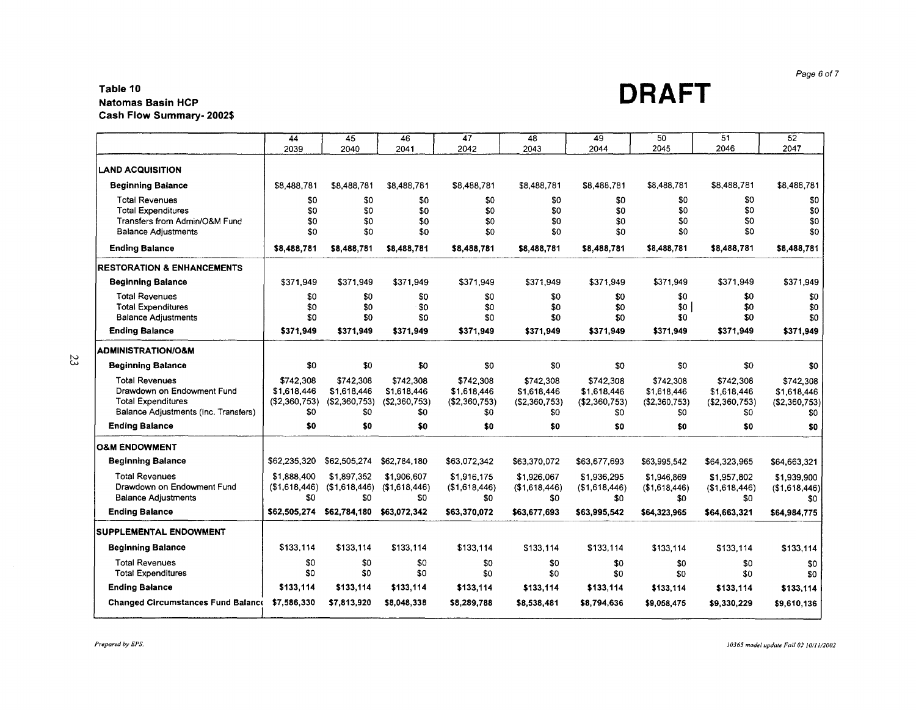**Table 10**
**Natomas Basin HCP**
**Cash Flow Summary- 2002$**

# DRAFT

| | 44<br>2039 | 45<br>2040 | 46<br>2041 | 47<br>2042 | 48<br>2043 | 49<br>2044 | 50<br>2045 | 51<br>2046 | 52<br>2047 |
|---|---|---|---|---|---|---|---|---|---|
| **LAND ACQUISITION** | | | | | | | | | |
| **Beginning Balance** | $8,488,781 | $8,488,781 | $8,488,781 | $8,488,781 | $8,488,781 | $8,488,781 | $8,488,781 | $8,488,781 | $8,488,781 |
| Total Revenues | $0 | $0 | $0 | $0 | $0 | $0 | $0 | $0 | $0 |
| Total Expenditures | $0 | $0 | $0 | $0 | $0 | $0 | $0 | $0 | $0 |
| Transfers from Admin/O&M Fund | $0 | $0 | $0 | $0 | $0 | $0 | $0 | $0 | $0 |
| Balance Adjustments | $0 | $0 | $0 | $0 | $0 | $0 | $0 | $0 | $0 |
| **Ending Balance** | **$8,488,781** | **$8,488,781** | **$8,488,781** | **$8,488,781** | **$8,488,781** | **$8,488,781** | **$8,488,781** | **$8,488,781** | **$8,488,781** |
| **RESTORATION & ENHANCEMENTS** | | | | | | | | | |
| **Beginning Balance** | $371,949 | $371,949 | $371,949 | $371,949 | $371,949 | $371,949 | $371,949 | $371,949 | $371,949 |
| Total Revenues | $0 | $0 | $0 | $0 | $0 | $0 | $0 | $0 | $0 |
| Total Expenditures | $0 | $0 | $0 | $0 | $0 | $0 | $0 | $0 | $0 |
| Balance Adjustments | $0 | $0 | $0 | $0 | $0 | $0 | $0 | $0 | $0 |
| **Ending Balance** | **$371,949** | **$371,949** | **$371,949** | **$371,949** | **$371,949** | **$371,949** | **$371,949** | **$371,949** | **$371,949** |
| **ADMINISTRATION/O&M** | | | | | | | | | |
| **Beginning Balance** | $0 | $0 | $0 | $0 | $0 | $0 | $0 | $0 | $0 |
| Total Revenues | $742,308 | $742,308 | $742,308 | $742,308 | $742,308 | $742,308 | $742,308 | $742,308 | $742,308 |
| Drawdown on Endowment Fund | $1,618,446 | $1,618,446 | $1,618,446 | $1,618,446 | $1,618,446 | $1,618,446 | $1,618,446 | $1,618,446 | $1,618,446 |
| Total Expenditures | ($2,360,753) | ($2,360,753) | ($2,360,753) | ($2,360,753) | ($2,360,753) | ($2,360,753) | ($2,360,753) | ($2,360,753) | ($2,360,753) |
| Balance Adjustments (Inc. Transfers) | $0 | $0 | $0 | $0 | $0 | $0 | $0 | $0 | $0 |
| **Ending Balance** | **$0** | **$0** | **$0** | **$0** | **$0** | **$0** | **$0** | **$0** | **$0** |
| **O&M ENDOWMENT** | | | | | | | | | |
| **Beginning Balance** | $62,235,320 | $62,505,274 | $62,784,180 | $63,072,342 | $63,370,072 | $63,677,693 | $63,995,542 | $64,323,965 | $64,663,321 |
| Total Revenues | $1,888,400 | $1,897,352 | $1,906,607 | $1,916,175 | $1,926,067 | $1,936,295 | $1,946,869 | $1,957,802 | $1,939,900 |
| Drawdown on Endowment Fund | ($1,618,446) | ($1,618,446) | ($1,618,446) | ($1,618,446) | ($1,618,446) | ($1,618,446) | ($1,618,446) | ($1,618,446) | ($1,618,446) |
| Balance Adjustments | $0 | $0 | $0 | $0 | $0 | $0 | $0 | $0 | $0 |
| **Ending Balance** | **$62,505,274** | **$62,784,180** | **$63,072,342** | **$63,370,072** | **$63,677,693** | **$63,995,542** | **$64,323,965** | **$64,663,321** | **$64,984,775** |
| **SUPPLEMENTAL ENDOWMENT** | | | | | | | | | |
| **Beginning Balance** | $133,114 | $133,114 | $133,114 | $133,114 | $133,114 | $133,114 | $133,114 | $133,114 | $133,114 |
| Total Revenues | $0 | $0 | $0 | $0 | $0 | $0 | $0 | $0 | $0 |
| Total Expenditures | $0 | $0 | $0 | $0 | $0 | $0 | $0 | $0 | $0 |
| **Ending Balance** | **$133,114** | **$133,114** | **$133,114** | **$133,114** | **$133,114** | **$133,114** | **$133,114** | **$133,114** | **$133,114** |
| **Changed Circumstances Fund Balance** | **$7,586,330** | **$7,813,920** | **$8,048,338** | **$8,289,788** | **$8,538,481** | **$8,794,636** | **$9,058,475** | **$9,330,229** | **$9,610,136** |

*Prepared by EPS.*

*10365 model update Fall 02 10/11/2002*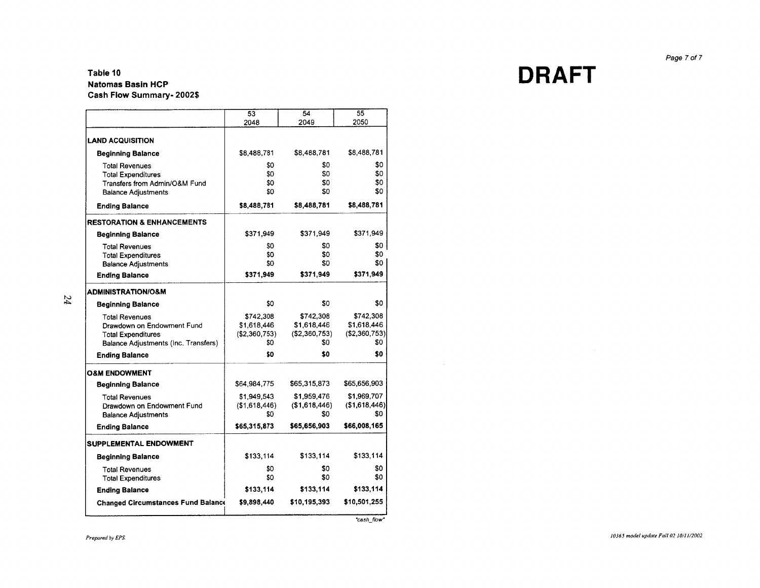**DRAFT**

**Table 10**
**Natomas Basin HCP**
**Cash Flow Summary- 2002$**

| | 53<br>2048 | 54<br>2049 | 55<br>2050 |
|---|---|---|---|
| **LAND ACQUISITION** | | | |
| **Beginning Balance** | $8,488,781 | $8,488,781 | $8,488,781 |
| Total Revenues | $0 | $0 | $0 |
| Total Expenditures | $0 | $0 | $0 |
| Transfers from Admin/O&M Fund | $0 | $0 | $0 |
| Balance Adjustments | $0 | $0 | $0 |
| **Ending Balance** | **$8,488,781** | **$8,488,781** | **$8,488,781** |
| **RESTORATION & ENHANCEMENTS** | | | |
| **Beginning Balance** | $371,949 | $371,949 | $371,949 |
| Total Revenues | $0 | $0 | $0 |
| Total Expenditures | $0 | $0 | $0 |
| Balance Adjustments | $0 | $0 | $0 |
| **Ending Balance** | **$371,949** | **$371,949** | **$371,949** |
| **ADMINISTRATION/O&M** | | | |
| **Beginning Balance** | $0 | $0 | $0 |
| Total Revenues | $742,308 | $742,308 | $742,308 |
| Drawdown on Endowment Fund | $1,618,446 | $1,618,446 | $1,618,446 |
| Total Expenditures | ($2,360,753) | ($2,360,753) | ($2,360,753) |
| Balance Adjustments (Inc. Transfers) | $0 | $0 | $0 |
| **Ending Balance** | **$0** | **$0** | **$0** |
| **O&M ENDOWMENT** | | | |
| **Beginning Balance** | $64,984,775 | $65,315,873 | $65,656,903 |
| Total Revenues | $1,949,543 | $1,959,476 | $1,969,707 |
| Drawdown on Endowment Fund | ($1,618,446) | ($1,618,446) | ($1,618,446) |
| Balance Adjustments | $0 | $0 | $0 |
| **Ending Balance** | **$65,315,873** | **$65,656,903** | **$66,008,165** |
| **SUPPLEMENTAL ENDOWMENT** | | | |
| **Beginning Balance** | $133,114 | $133,114 | $133,114 |
| Total Revenues | $0 | $0 | $0 |
| Total Expenditures | $0 | $0 | $0 |
| **Ending Balance** | **$133,114** | **$133,114** | **$133,114** |
| **Changed Circumstances Fund Balance** | **$9,898,440** | **$10,195,393** | **$10,501,255** |

"cash_flow"

*Prepared by EPS.*

*10365 model update Fall 02 10/11/2002*